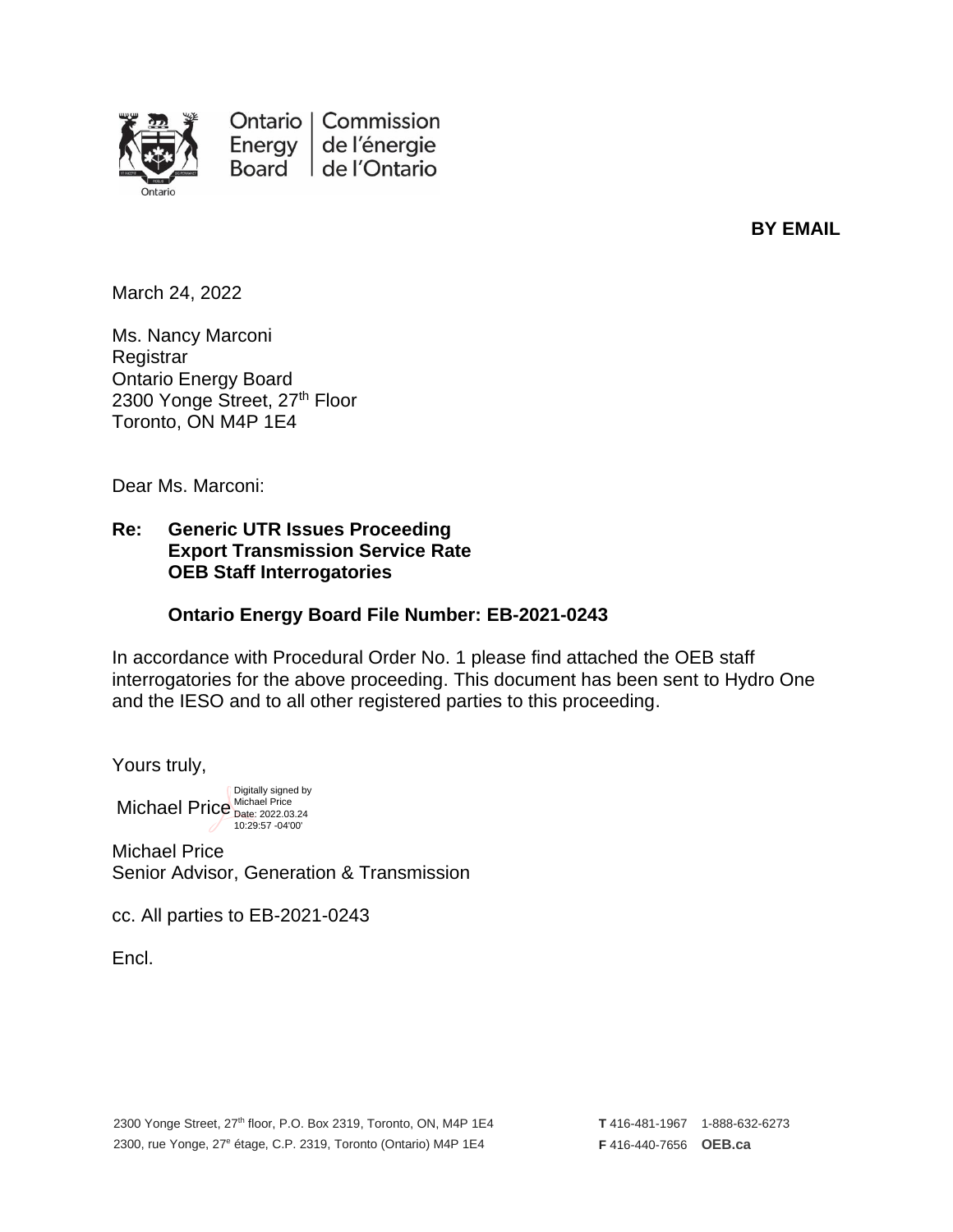Ontario Energy Board | Commission de l'énergie de l'Ontario

**BY EMAIL**

March 24, 2022

Ms. Nancy Marconi
Registrar
Ontario Energy Board
2300 Yonge Street, 27th Floor
Toronto, ON M4P 1E4

Dear Ms. Marconi:

**Re: Generic UTR Issues Proceeding**
**Export Transmission Service Rate**
**OEB Staff Interrogatories**

**Ontario Energy Board File Number: EB-2021-0243**

In accordance with Procedural Order No. 1 please find attached the OEB staff interrogatories for the above proceeding. This document has been sent to Hydro One and the IESO and to all other registered parties to this proceeding.

Yours truly,

Michael Price
Digitally signed by Michael Price
Date: 2022.03.24 10:29:57 -04'00'

Michael Price
Senior Advisor, Generation & Transmission

cc. All parties to EB-2021-0243

Encl.

2300 Yonge Street, 27th floor, P.O. Box 2319, Toronto, ON, M4P 1E4
2300, rue Yonge, 27e étage, C.P. 2319, Toronto (Ontario) M4P 1E4

**T** 416-481-1967 1-888-632-6273
**F** 416-440-7656 **OEB.ca**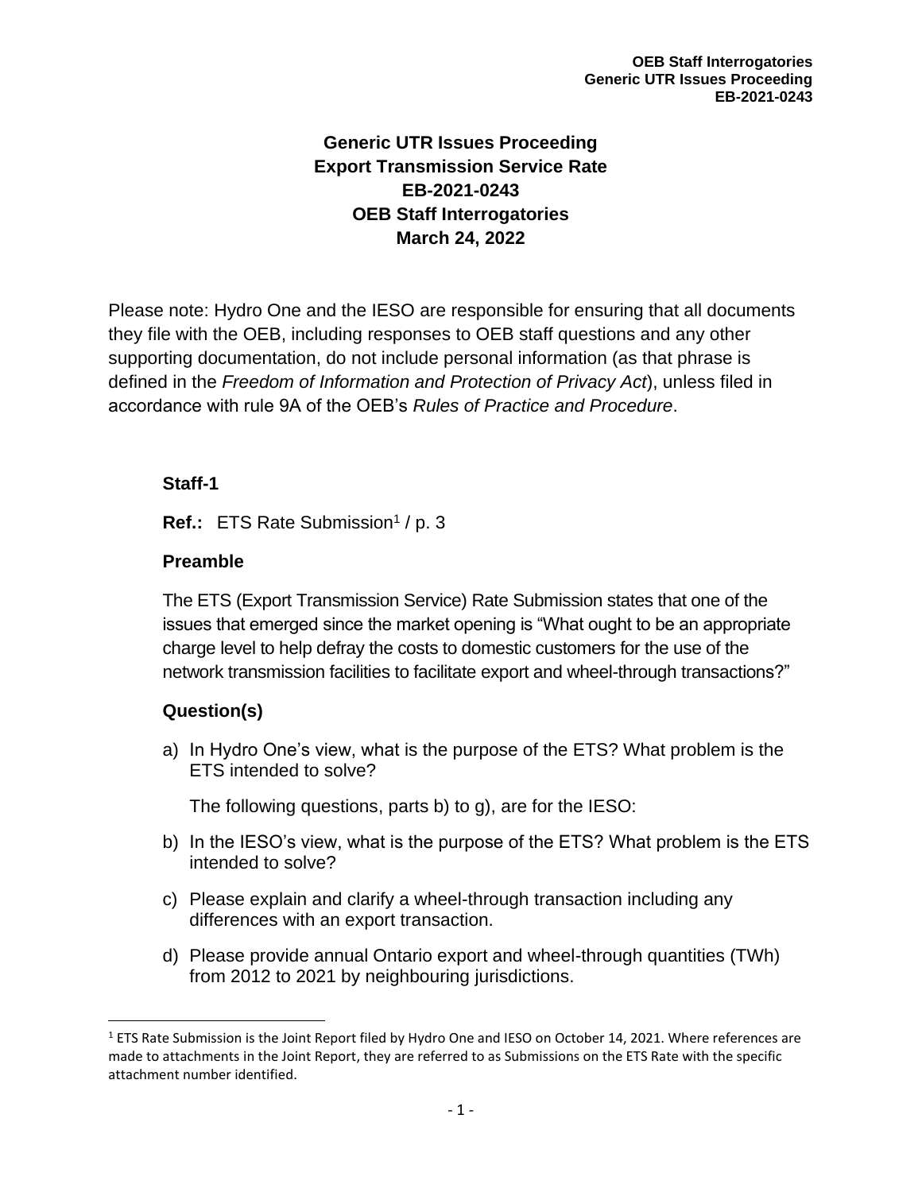# Generic UTR Issues Proceeding
# Export Transmission Service Rate
# EB-2021-0243
# OEB Staff Interrogatories
# March 24, 2022

Please note: Hydro One and the IESO are responsible for ensuring that all documents they file with the OEB, including responses to OEB staff questions and any other supporting documentation, do not include personal information (as that phrase is defined in the *Freedom of Information and Protection of Privacy Act*), unless filed in accordance with rule 9A of the OEB's *Rules of Practice and Procedure*.

## Staff-1

**Ref.:** ETS Rate Submission[1] / p. 3

### Preamble

The ETS (Export Transmission Service) Rate Submission states that one of the issues that emerged since the market opening is "What ought to be an appropriate charge level to help defray the costs to domestic customers for the use of the network transmission facilities to facilitate export and wheel-through transactions?"

### Question(s)

a) In Hydro One's view, what is the purpose of the ETS? What problem is the ETS intended to solve?

   The following questions, parts b) to g), are for the IESO:

b) In the IESO's view, what is the purpose of the ETS? What problem is the ETS intended to solve?

c) Please explain and clarify a wheel-through transaction including any differences with an export transaction.

d) Please provide annual Ontario export and wheel-through quantities (TWh) from 2012 to 2021 by neighbouring jurisdictions.

---

[1] ETS Rate Submission is the Joint Report filed by Hydro One and IESO on October 14, 2021. Where references are made to attachments in the Joint Report, they are referred to as Submissions on the ETS Rate with the specific attachment number identified.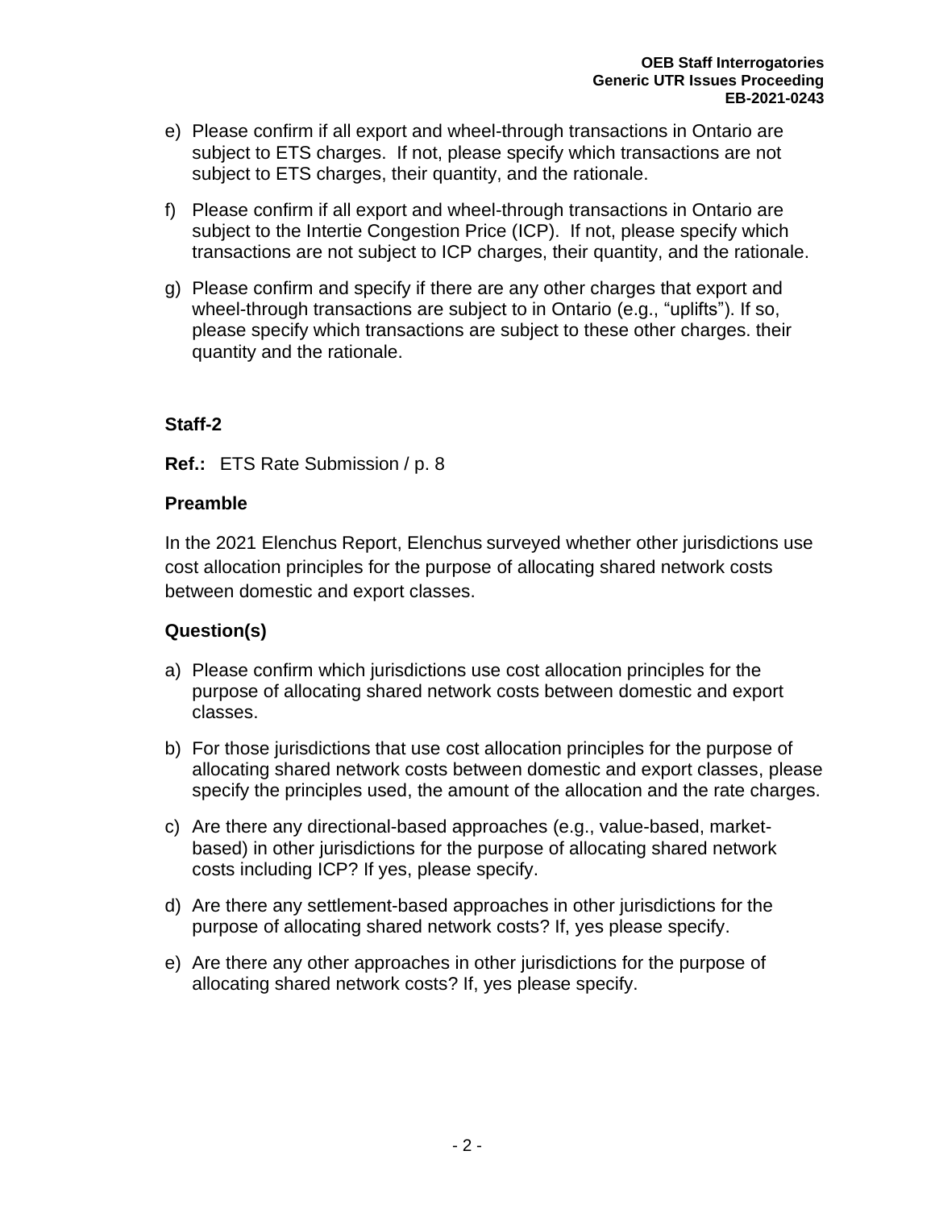e) Please confirm if all export and wheel-through transactions in Ontario are subject to ETS charges. If not, please specify which transactions are not subject to ETS charges, their quantity, and the rationale.

f) Please confirm if all export and wheel-through transactions in Ontario are subject to the Intertie Congestion Price (ICP). If not, please specify which transactions are not subject to ICP charges, their quantity, and the rationale.

g) Please confirm and specify if there are any other charges that export and wheel-through transactions are subject to in Ontario (e.g., "uplifts"). If so, please specify which transactions are subject to these other charges. their quantity and the rationale.

### Staff-2

**Ref.:** ETS Rate Submission / p. 8

#### Preamble

In the 2021 Elenchus Report, Elenchus surveyed whether other jurisdictions use cost allocation principles for the purpose of allocating shared network costs between domestic and export classes.

#### Question(s)

a) Please confirm which jurisdictions use cost allocation principles for the purpose of allocating shared network costs between domestic and export classes.

b) For those jurisdictions that use cost allocation principles for the purpose of allocating shared network costs between domestic and export classes, please specify the principles used, the amount of the allocation and the rate charges.

c) Are there any directional-based approaches (e.g., value-based, market-based) in other jurisdictions for the purpose of allocating shared network costs including ICP? If yes, please specify.

d) Are there any settlement-based approaches in other jurisdictions for the purpose of allocating shared network costs? If, yes please specify.

e) Are there any other approaches in other jurisdictions for the purpose of allocating shared network costs? If, yes please specify.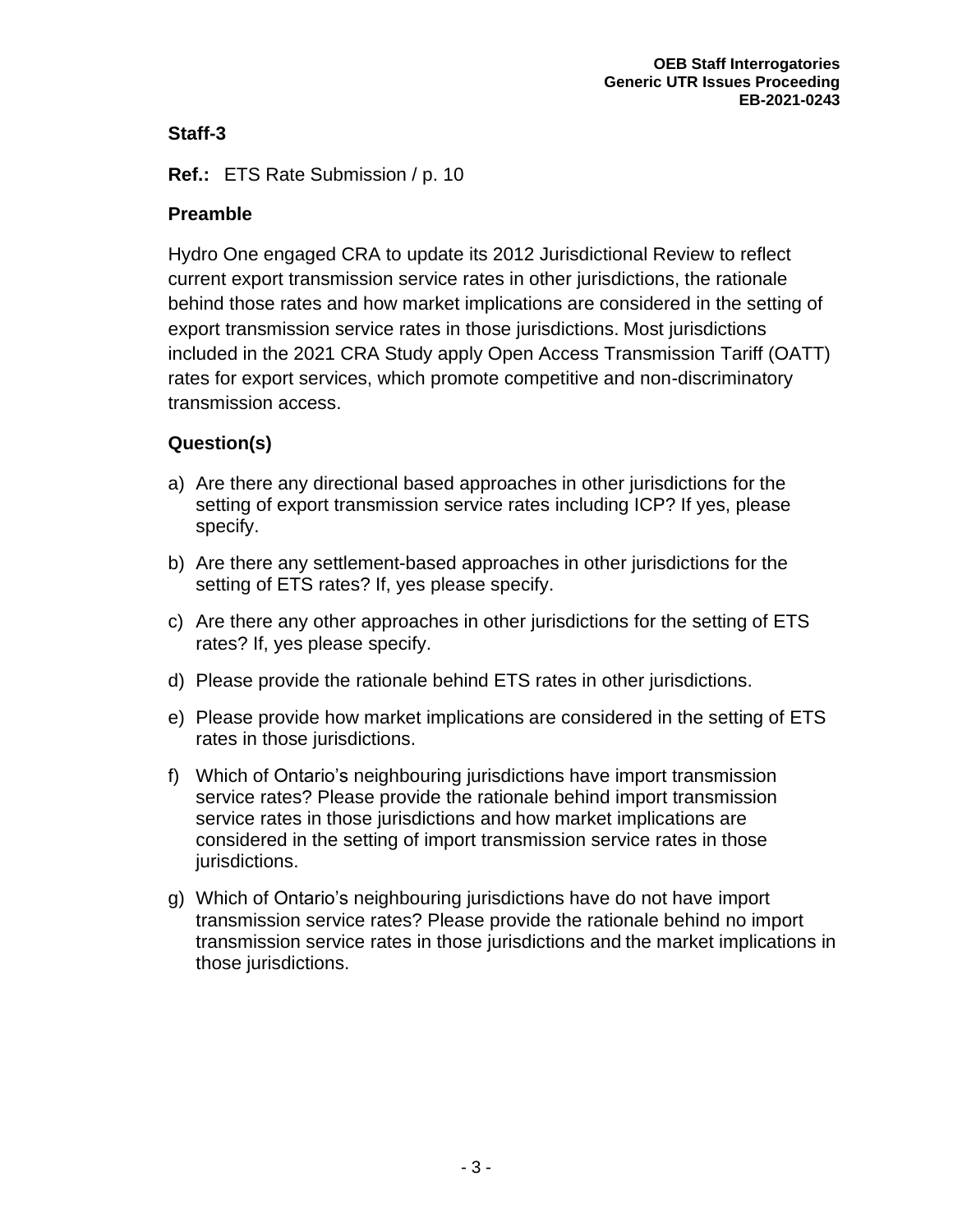## Staff-3

**Ref.:** ETS Rate Submission / p. 10

### Preamble

Hydro One engaged CRA to update its 2012 Jurisdictional Review to reflect current export transmission service rates in other jurisdictions, the rationale behind those rates and how market implications are considered in the setting of export transmission service rates in those jurisdictions. Most jurisdictions included in the 2021 CRA Study apply Open Access Transmission Tariff (OATT) rates for export services, which promote competitive and non-discriminatory transmission access.

### Question(s)

a) Are there any directional based approaches in other jurisdictions for the setting of export transmission service rates including ICP? If yes, please specify.

b) Are there any settlement-based approaches in other jurisdictions for the setting of ETS rates? If, yes please specify.

c) Are there any other approaches in other jurisdictions for the setting of ETS rates? If, yes please specify.

d) Please provide the rationale behind ETS rates in other jurisdictions.

e) Please provide how market implications are considered in the setting of ETS rates in those jurisdictions.

f) Which of Ontario's neighbouring jurisdictions have import transmission service rates? Please provide the rationale behind import transmission service rates in those jurisdictions and how market implications are considered in the setting of import transmission service rates in those jurisdictions.

g) Which of Ontario's neighbouring jurisdictions have do not have import transmission service rates? Please provide the rationale behind no import transmission service rates in those jurisdictions and the market implications in those jurisdictions.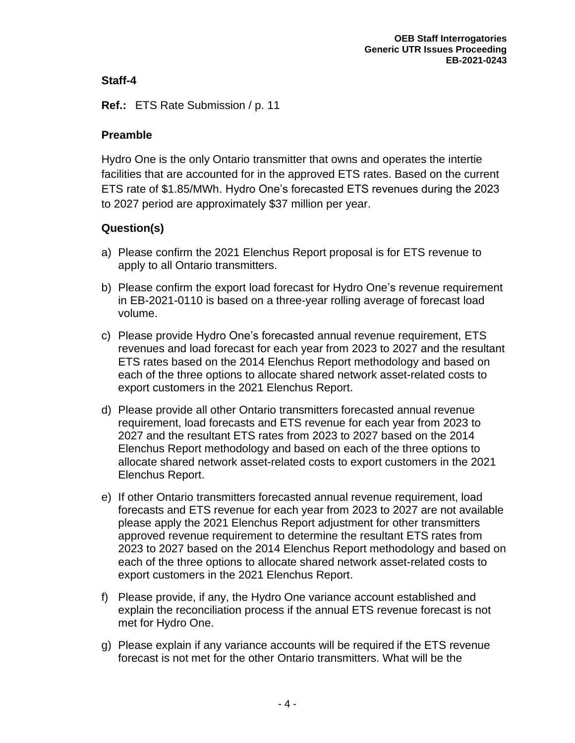## Staff-4

**Ref.:** ETS Rate Submission / p. 11

### Preamble

Hydro One is the only Ontario transmitter that owns and operates the intertie facilities that are accounted for in the approved ETS rates. Based on the current ETS rate of $1.85/MWh. Hydro One's forecasted ETS revenues during the 2023 to 2027 period are approximately $37 million per year.

### Question(s)

a) Please confirm the 2021 Elenchus Report proposal is for ETS revenue to apply to all Ontario transmitters.

b) Please confirm the export load forecast for Hydro One's revenue requirement in EB-2021-0110 is based on a three-year rolling average of forecast load volume.

c) Please provide Hydro One's forecasted annual revenue requirement, ETS revenues and load forecast for each year from 2023 to 2027 and the resultant ETS rates based on the 2014 Elenchus Report methodology and based on each of the three options to allocate shared network asset-related costs to export customers in the 2021 Elenchus Report.

d) Please provide all other Ontario transmitters forecasted annual revenue requirement, load forecasts and ETS revenue for each year from 2023 to 2027 and the resultant ETS rates from 2023 to 2027 based on the 2014 Elenchus Report methodology and based on each of the three options to allocate shared network asset-related costs to export customers in the 2021 Elenchus Report.

e) If other Ontario transmitters forecasted annual revenue requirement, load forecasts and ETS revenue for each year from 2023 to 2027 are not available please apply the 2021 Elenchus Report adjustment for other transmitters approved revenue requirement to determine the resultant ETS rates from 2023 to 2027 based on the 2014 Elenchus Report methodology and based on each of the three options to allocate shared network asset-related costs to export customers in the 2021 Elenchus Report.

f) Please provide, if any, the Hydro One variance account established and explain the reconciliation process if the annual ETS revenue forecast is not met for Hydro One.

g) Please explain if any variance accounts will be required if the ETS revenue forecast is not met for the other Ontario transmitters. What will be the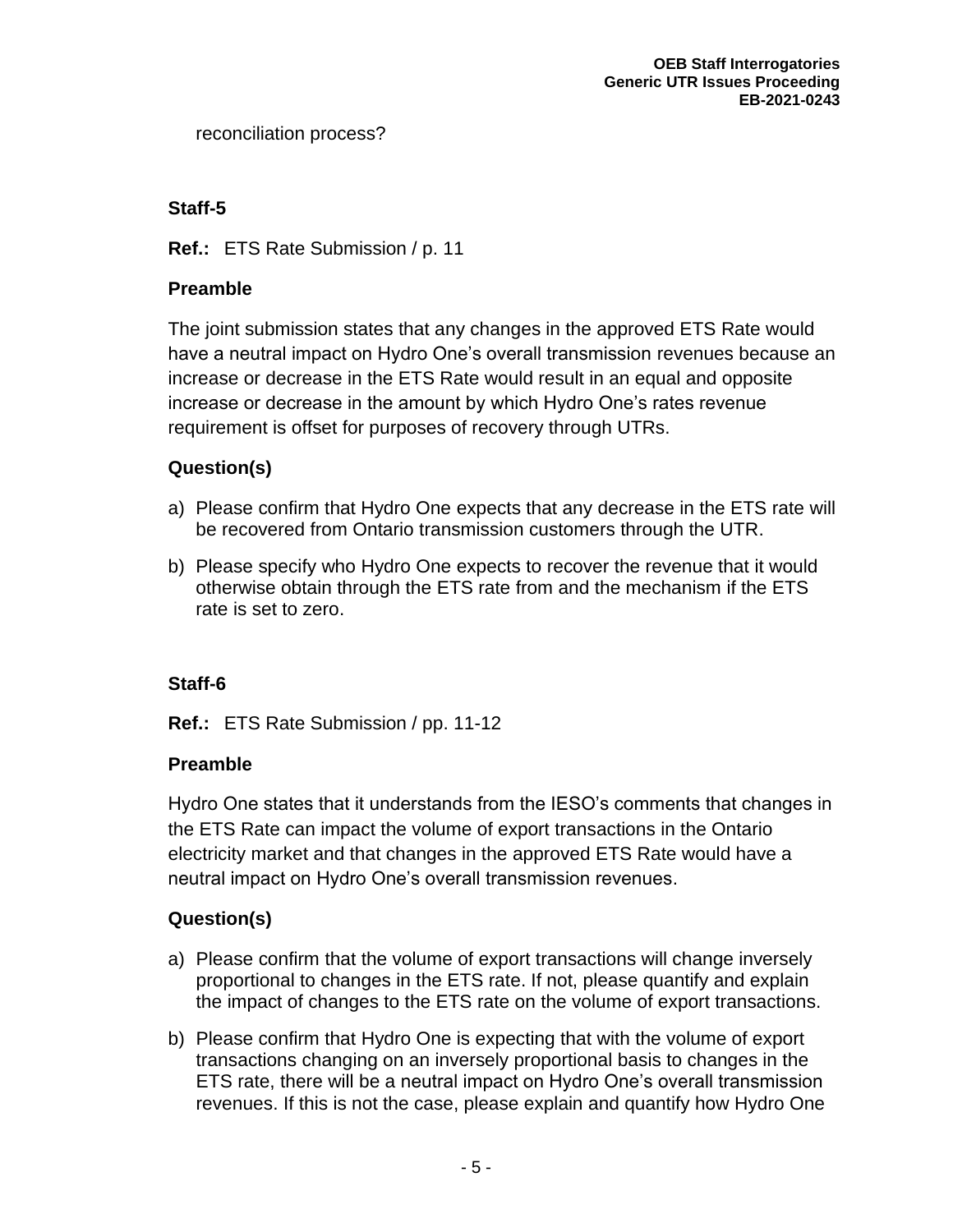reconciliation process?

### Staff-5

**Ref.:** ETS Rate Submission / p. 11

**Preamble**

The joint submission states that any changes in the approved ETS Rate would have a neutral impact on Hydro One's overall transmission revenues because an increase or decrease in the ETS Rate would result in an equal and opposite increase or decrease in the amount by which Hydro One's rates revenue requirement is offset for purposes of recovery through UTRs.

**Question(s)**

a) Please confirm that Hydro One expects that any decrease in the ETS rate will be recovered from Ontario transmission customers through the UTR.

b) Please specify who Hydro One expects to recover the revenue that it would otherwise obtain through the ETS rate from and the mechanism if the ETS rate is set to zero.

### Staff-6

**Ref.:** ETS Rate Submission / pp. 11-12

**Preamble**

Hydro One states that it understands from the IESO's comments that changes in the ETS Rate can impact the volume of export transactions in the Ontario electricity market and that changes in the approved ETS Rate would have a neutral impact on Hydro One's overall transmission revenues.

**Question(s)**

a) Please confirm that the volume of export transactions will change inversely proportional to changes in the ETS rate. If not, please quantify and explain the impact of changes to the ETS rate on the volume of export transactions.

b) Please confirm that Hydro One is expecting that with the volume of export transactions changing on an inversely proportional basis to changes in the ETS rate, there will be a neutral impact on Hydro One's overall transmission revenues. If this is not the case, please explain and quantify how Hydro One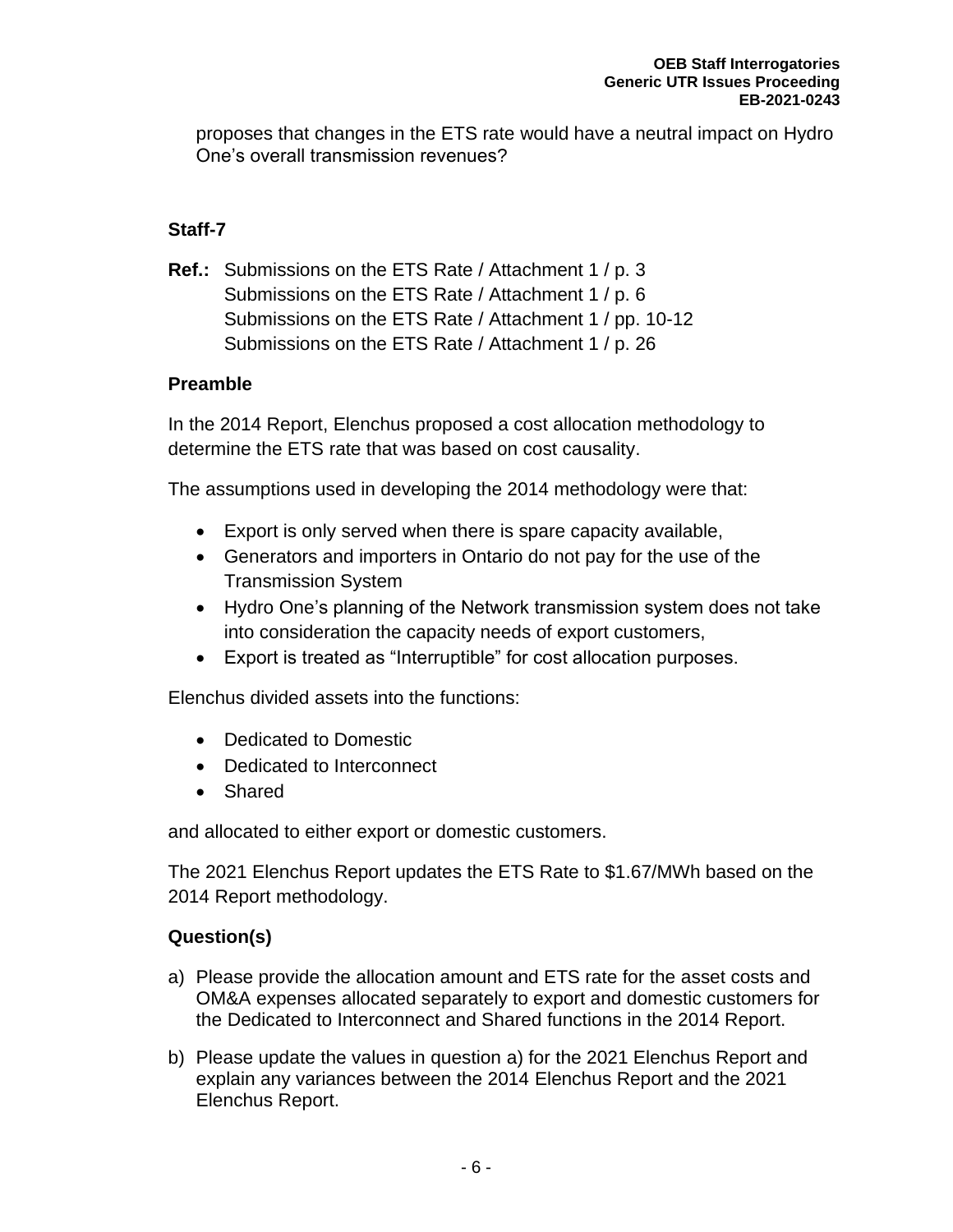proposes that changes in the ETS rate would have a neutral impact on Hydro One's overall transmission revenues?

### Staff-7

**Ref.:** Submissions on the ETS Rate / Attachment 1 / p. 3
Submissions on the ETS Rate / Attachment 1 / p. 6
Submissions on the ETS Rate / Attachment 1 / pp. 10-12
Submissions on the ETS Rate / Attachment 1 / p. 26

### Preamble

In the 2014 Report, Elenchus proposed a cost allocation methodology to determine the ETS rate that was based on cost causality.

The assumptions used in developing the 2014 methodology were that:

- Export is only served when there is spare capacity available,
- Generators and importers in Ontario do not pay for the use of the Transmission System
- Hydro One's planning of the Network transmission system does not take into consideration the capacity needs of export customers,
- Export is treated as "Interruptible" for cost allocation purposes.

Elenchus divided assets into the functions:

- Dedicated to Domestic
- Dedicated to Interconnect
- Shared

and allocated to either export or domestic customers.

The 2021 Elenchus Report updates the ETS Rate to $1.67/MWh based on the 2014 Report methodology.

### Question(s)

a) Please provide the allocation amount and ETS rate for the asset costs and OM&A expenses allocated separately to export and domestic customers for the Dedicated to Interconnect and Shared functions in the 2014 Report.

b) Please update the values in question a) for the 2021 Elenchus Report and explain any variances between the 2014 Elenchus Report and the 2021 Elenchus Report.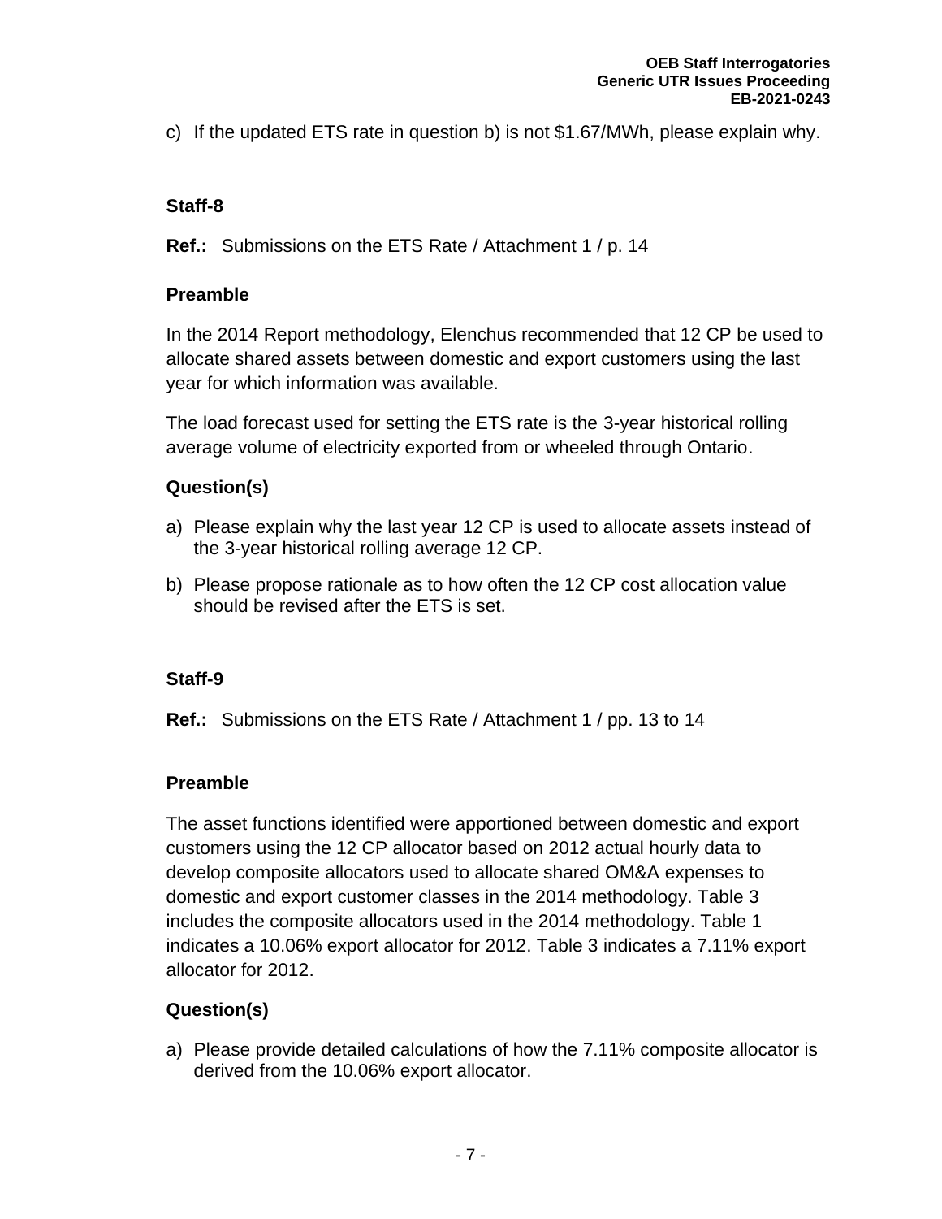c) If the updated ETS rate in question b) is not $1.67/MWh, please explain why.

### Staff-8

**Ref.:** Submissions on the ETS Rate / Attachment 1 / p. 14

#### Preamble

In the 2014 Report methodology, Elenchus recommended that 12 CP be used to allocate shared assets between domestic and export customers using the last year for which information was available.

The load forecast used for setting the ETS rate is the 3-year historical rolling average volume of electricity exported from or wheeled through Ontario.

#### Question(s)

a) Please explain why the last year 12 CP is used to allocate assets instead of the 3-year historical rolling average 12 CP.

b) Please propose rationale as to how often the 12 CP cost allocation value should be revised after the ETS is set.

### Staff-9

**Ref.:** Submissions on the ETS Rate / Attachment 1 / pp. 13 to 14

#### Preamble

The asset functions identified were apportioned between domestic and export customers using the 12 CP allocator based on 2012 actual hourly data to develop composite allocators used to allocate shared OM&A expenses to domestic and export customer classes in the 2014 methodology. Table 3 includes the composite allocators used in the 2014 methodology. Table 1 indicates a 10.06% export allocator for 2012. Table 3 indicates a 7.11% export allocator for 2012.

#### Question(s)

a) Please provide detailed calculations of how the 7.11% composite allocator is derived from the 10.06% export allocator.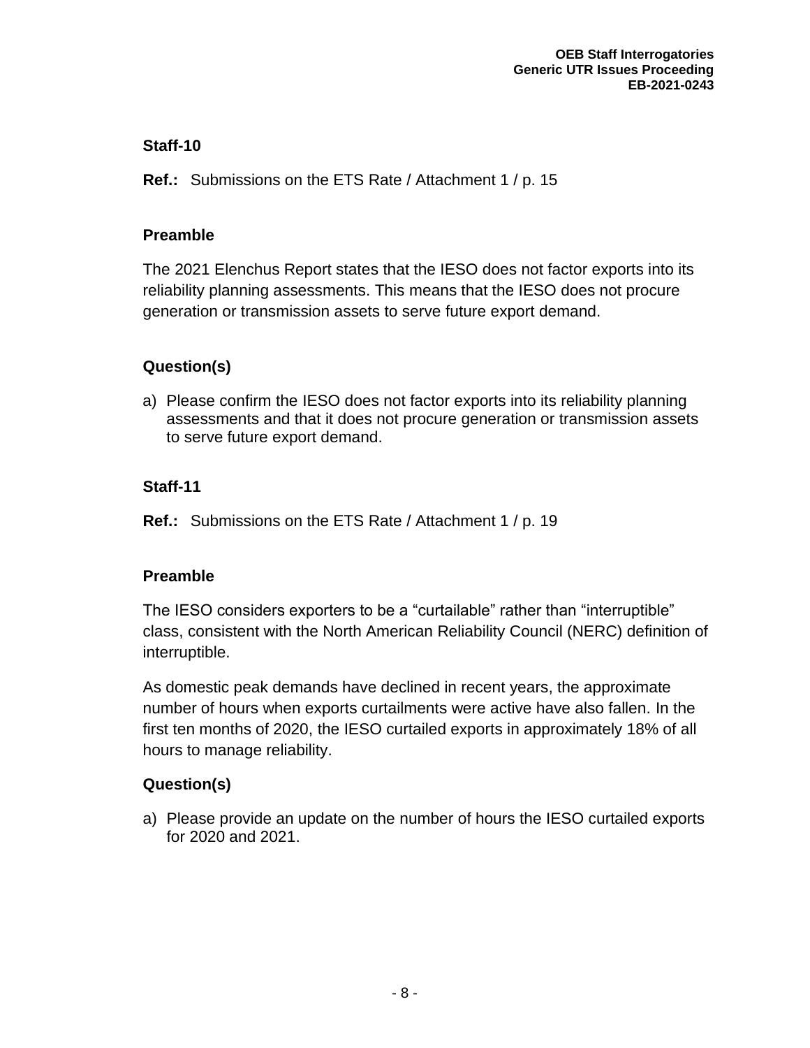## Staff-10

**Ref.:** Submissions on the ETS Rate / Attachment 1 / p. 15

### Preamble

The 2021 Elenchus Report states that the IESO does not factor exports into its reliability planning assessments. This means that the IESO does not procure generation or transmission assets to serve future export demand.

### Question(s)

a) Please confirm the IESO does not factor exports into its reliability planning assessments and that it does not procure generation or transmission assets to serve future export demand.

## Staff-11

**Ref.:** Submissions on the ETS Rate / Attachment 1 / p. 19

### Preamble

The IESO considers exporters to be a "curtailable" rather than "interruptible" class, consistent with the North American Reliability Council (NERC) definition of interruptible.

As domestic peak demands have declined in recent years, the approximate number of hours when exports curtailments were active have also fallen. In the first ten months of 2020, the IESO curtailed exports in approximately 18% of all hours to manage reliability.

### Question(s)

a) Please provide an update on the number of hours the IESO curtailed exports for 2020 and 2021.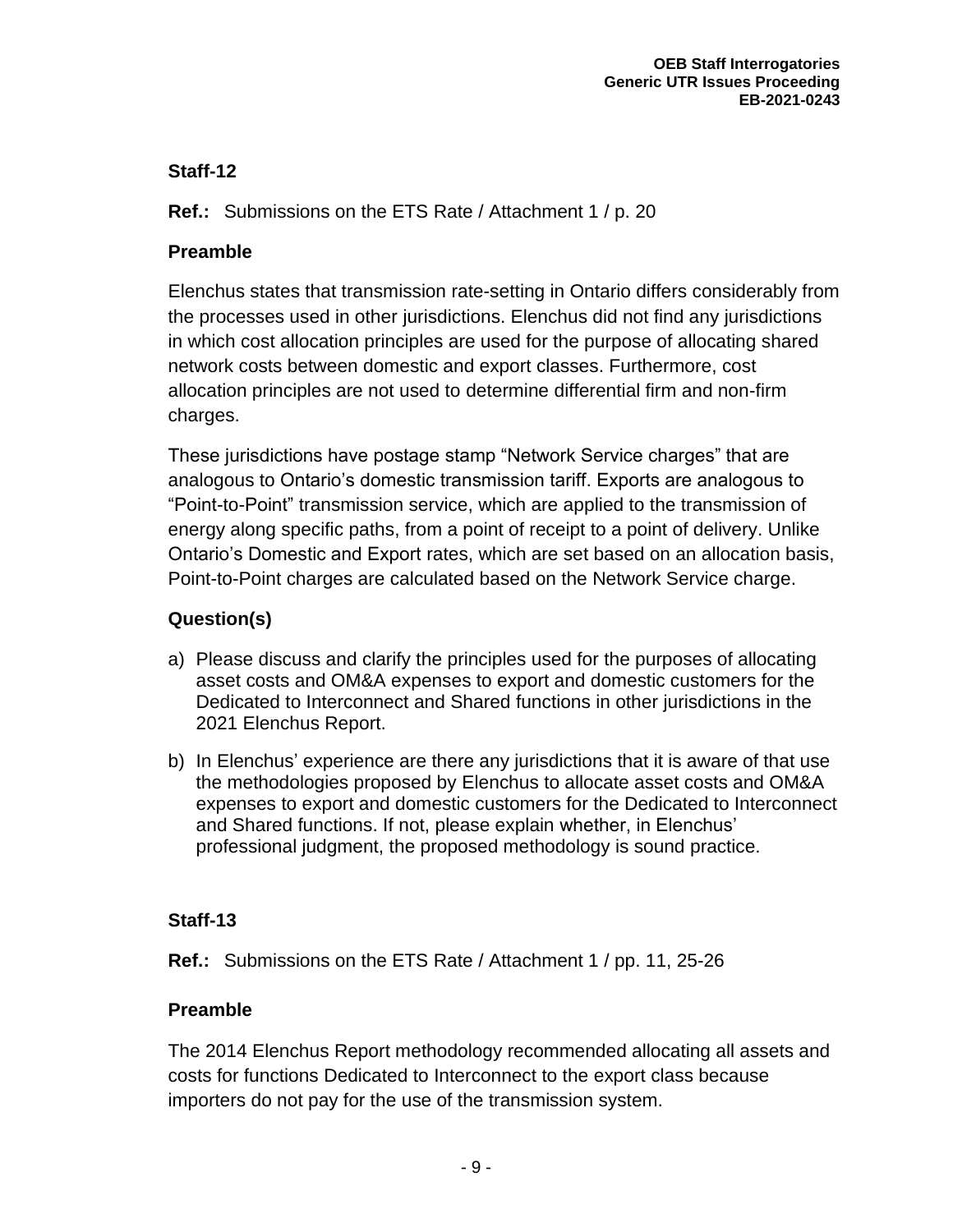## Staff-12

**Ref.:** Submissions on the ETS Rate / Attachment 1 / p. 20

### Preamble

Elenchus states that transmission rate-setting in Ontario differs considerably from the processes used in other jurisdictions. Elenchus did not find any jurisdictions in which cost allocation principles are used for the purpose of allocating shared network costs between domestic and export classes. Furthermore, cost allocation principles are not used to determine differential firm and non-firm charges.

These jurisdictions have postage stamp "Network Service charges" that are analogous to Ontario's domestic transmission tariff. Exports are analogous to "Point-to-Point" transmission service, which are applied to the transmission of energy along specific paths, from a point of receipt to a point of delivery. Unlike Ontario's Domestic and Export rates, which are set based on an allocation basis, Point-to-Point charges are calculated based on the Network Service charge.

### Question(s)

a) Please discuss and clarify the principles used for the purposes of allocating asset costs and OM&A expenses to export and domestic customers for the Dedicated to Interconnect and Shared functions in other jurisdictions in the 2021 Elenchus Report.

b) In Elenchus' experience are there any jurisdictions that it is aware of that use the methodologies proposed by Elenchus to allocate asset costs and OM&A expenses to export and domestic customers for the Dedicated to Interconnect and Shared functions. If not, please explain whether, in Elenchus' professional judgment, the proposed methodology is sound practice.

## Staff-13

**Ref.:** Submissions on the ETS Rate / Attachment 1 / pp. 11, 25-26

### Preamble

The 2014 Elenchus Report methodology recommended allocating all assets and costs for functions Dedicated to Interconnect to the export class because importers do not pay for the use of the transmission system.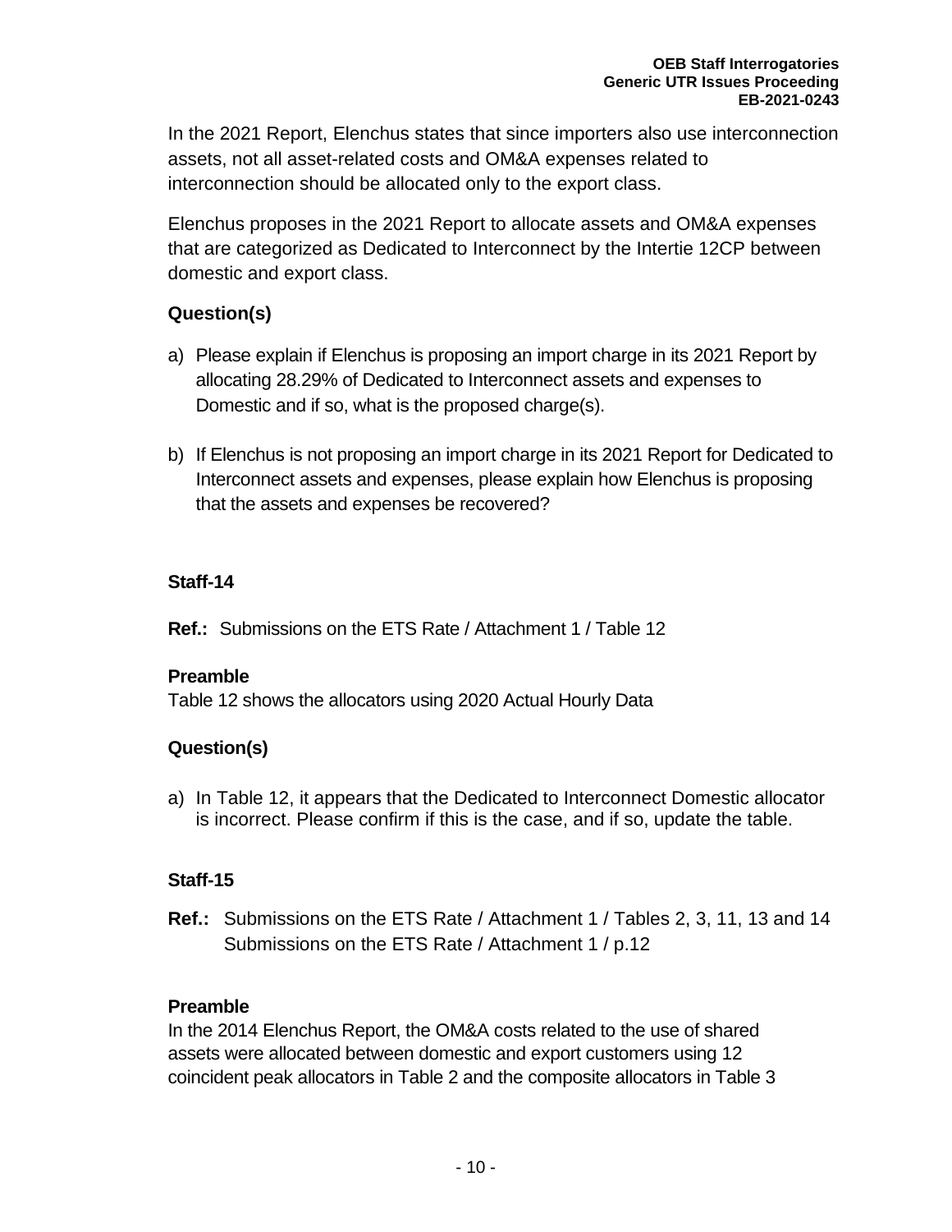In the 2021 Report, Elenchus states that since importers also use interconnection assets, not all asset-related costs and OM&A expenses related to interconnection should be allocated only to the export class.

Elenchus proposes in the 2021 Report to allocate assets and OM&A expenses that are categorized as Dedicated to Interconnect by the Intertie 12CP between domestic and export class.

### Question(s)

a) Please explain if Elenchus is proposing an import charge in its 2021 Report by allocating 28.29% of Dedicated to Interconnect assets and expenses to Domestic and if so, what is the proposed charge(s).

b) If Elenchus is not proposing an import charge in its 2021 Report for Dedicated to Interconnect assets and expenses, please explain how Elenchus is proposing that the assets and expenses be recovered?

## Staff-14

**Ref.:** Submissions on the ETS Rate / Attachment 1 / Table 12

### Preamble

Table 12 shows the allocators using 2020 Actual Hourly Data

### Question(s)

a) In Table 12, it appears that the Dedicated to Interconnect Domestic allocator is incorrect. Please confirm if this is the case, and if so, update the table.

## Staff-15

**Ref.:** Submissions on the ETS Rate / Attachment 1 / Tables 2, 3, 11, 13 and 14
Submissions on the ETS Rate / Attachment 1 / p.12

### Preamble

In the 2014 Elenchus Report, the OM&A costs related to the use of shared assets were allocated between domestic and export customers using 12 coincident peak allocators in Table 2 and the composite allocators in Table 3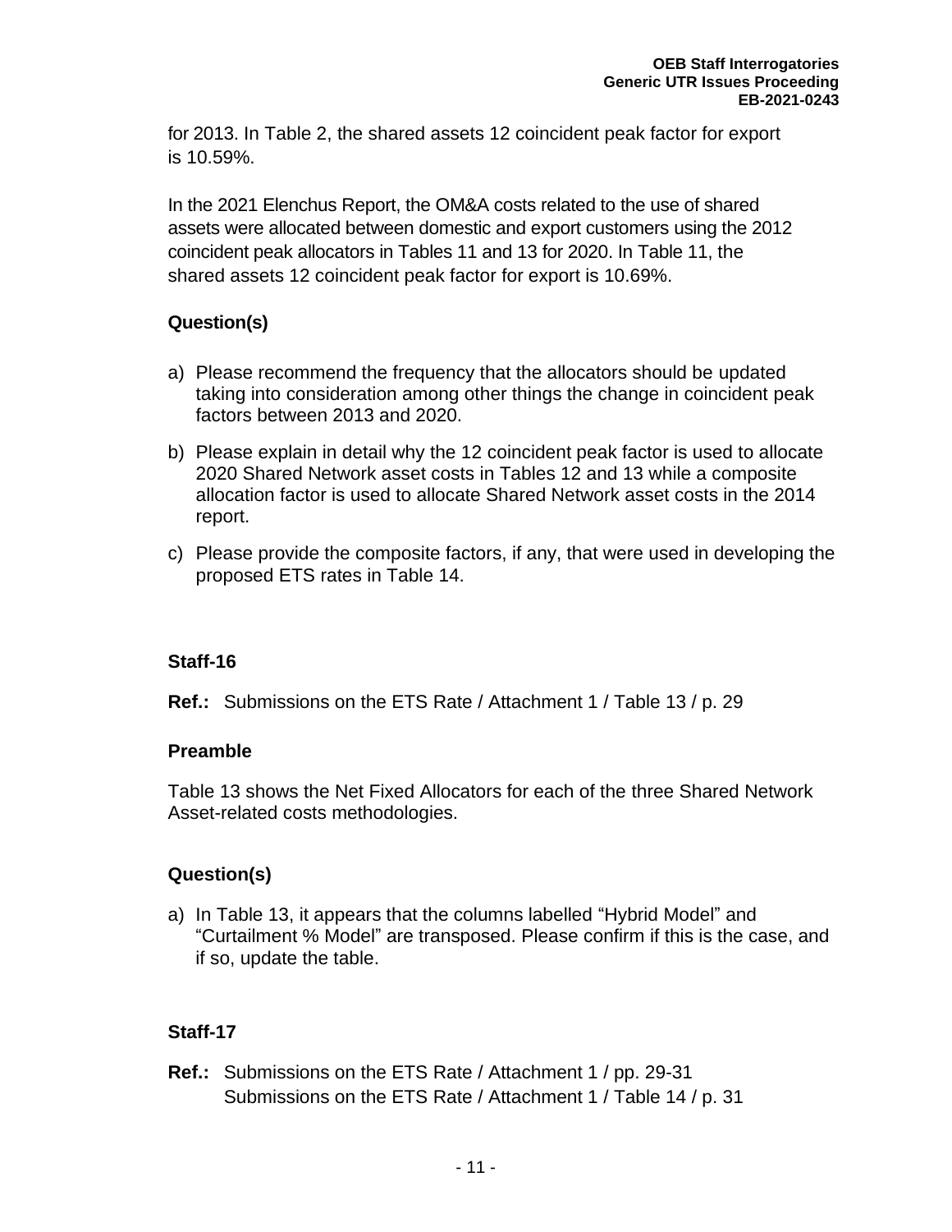for 2013. In Table 2, the shared assets 12 coincident peak factor for export is 10.59%.

In the 2021 Elenchus Report, the OM&A costs related to the use of shared assets were allocated between domestic and export customers using the 2012 coincident peak allocators in Tables 11 and 13 for 2020. In Table 11, the shared assets 12 coincident peak factor for export is 10.69%.

**Question(s)**

a) Please recommend the frequency that the allocators should be updated taking into consideration among other things the change in coincident peak factors between 2013 and 2020.

b) Please explain in detail why the 12 coincident peak factor is used to allocate 2020 Shared Network asset costs in Tables 12 and 13 while a composite allocation factor is used to allocate Shared Network asset costs in the 2014 report.

c) Please provide the composite factors, if any, that were used in developing the proposed ETS rates in Table 14.

**Staff-16**

**Ref.:** Submissions on the ETS Rate / Attachment 1 / Table 13 / p. 29

**Preamble**

Table 13 shows the Net Fixed Allocators for each of the three Shared Network Asset-related costs methodologies.

**Question(s)**

a) In Table 13, it appears that the columns labelled "Hybrid Model" and "Curtailment % Model" are transposed. Please confirm if this is the case, and if so, update the table.

**Staff-17**

**Ref.:** Submissions on the ETS Rate / Attachment 1 / pp. 29-31
Submissions on the ETS Rate / Attachment 1 / Table 14 / p. 31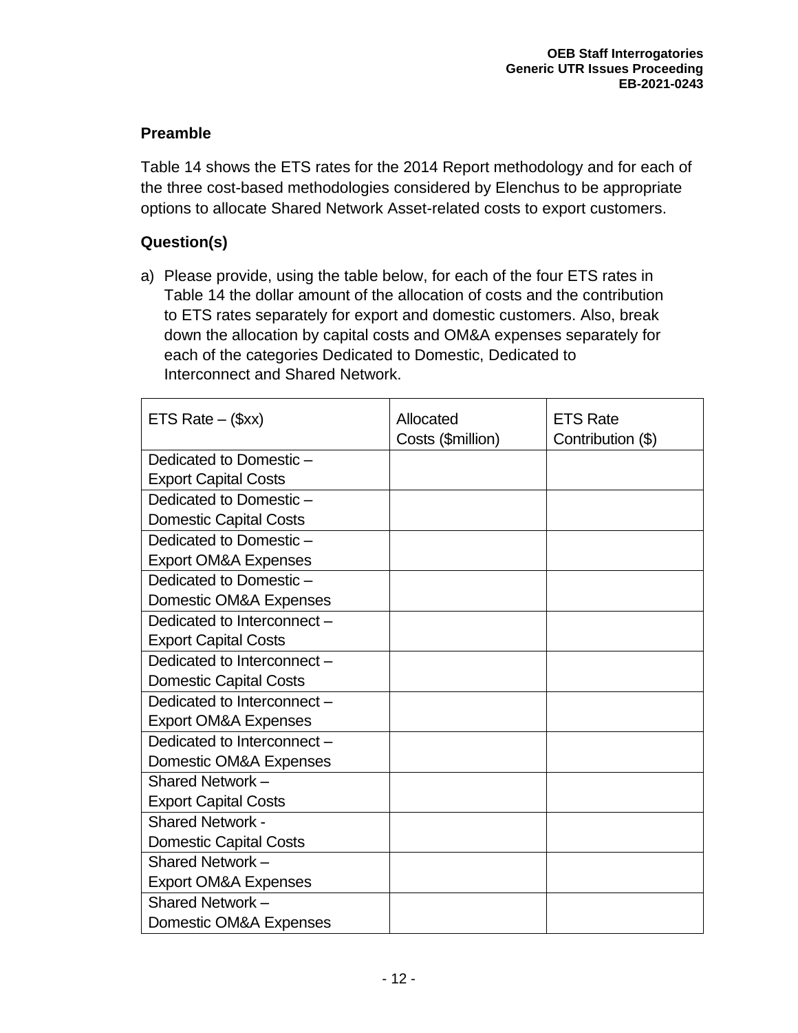## Preamble

Table 14 shows the ETS rates for the 2014 Report methodology and for each of the three cost-based methodologies considered by Elenchus to be appropriate options to allocate Shared Network Asset-related costs to export customers.

## Question(s)

a) Please provide, using the table below, for each of the four ETS rates in Table 14 the dollar amount of the allocation of costs and the contribution to ETS rates separately for export and domestic customers. Also, break down the allocation by capital costs and OM&A expenses separately for each of the categories Dedicated to Domestic, Dedicated to Interconnect and Shared Network.

| ETS Rate – ($xx) | Allocated Costs ($million) | ETS Rate Contribution ($) |
|---|---|---|
| Dedicated to Domestic – Export Capital Costs | | |
| Dedicated to Domestic – Domestic Capital Costs | | |
| Dedicated to Domestic – Export OM&A Expenses | | |
| Dedicated to Domestic – Domestic OM&A Expenses | | |
| Dedicated to Interconnect – Export Capital Costs | | |
| Dedicated to Interconnect – Domestic Capital Costs | | |
| Dedicated to Interconnect – Export OM&A Expenses | | |
| Dedicated to Interconnect – Domestic OM&A Expenses | | |
| Shared Network – Export Capital Costs | | |
| Shared Network - Domestic Capital Costs | | |
| Shared Network – Export OM&A Expenses | | |
| Shared Network – Domestic OM&A Expenses | | |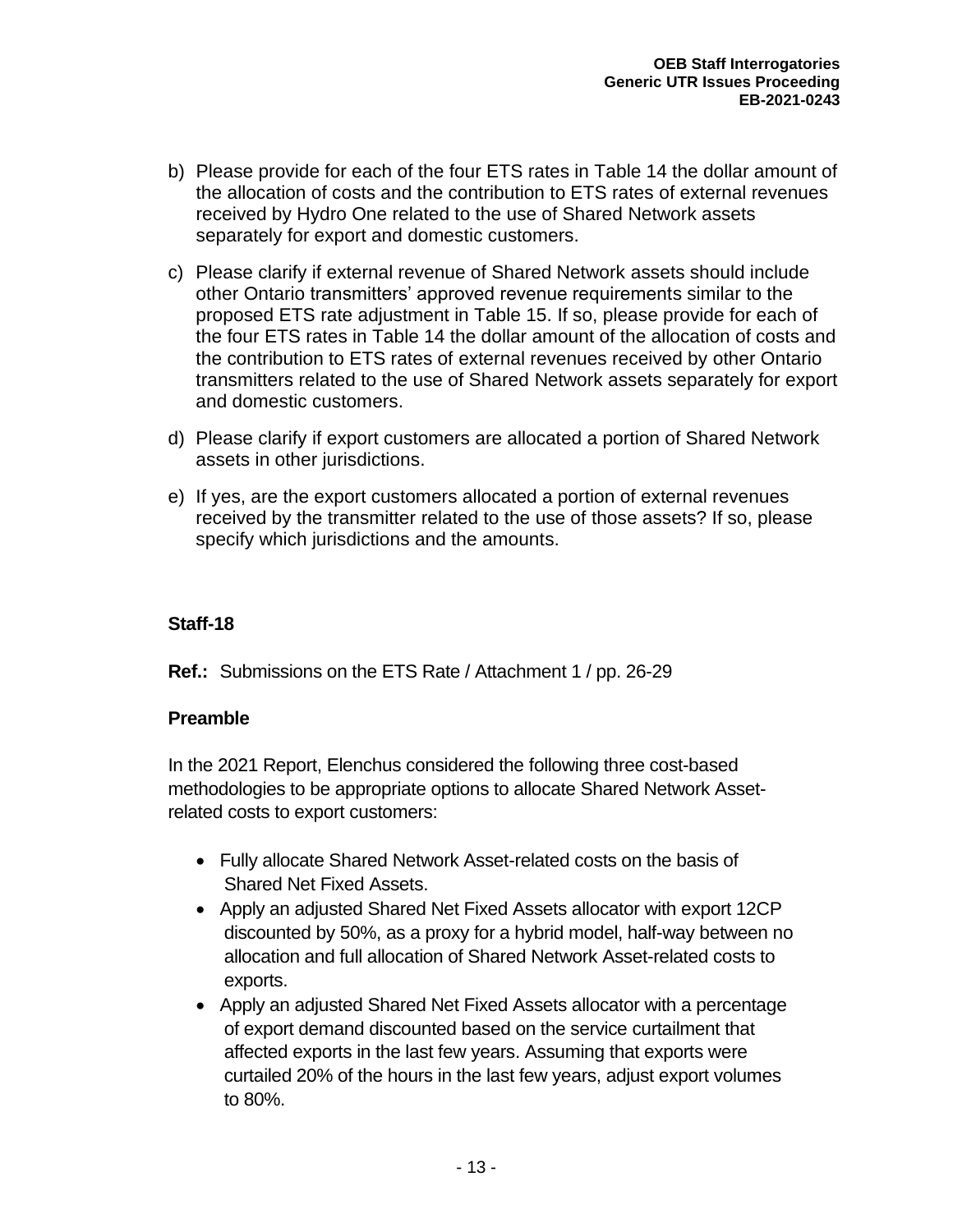b) Please provide for each of the four ETS rates in Table 14 the dollar amount of the allocation of costs and the contribution to ETS rates of external revenues received by Hydro One related to the use of Shared Network assets separately for export and domestic customers.

c) Please clarify if external revenue of Shared Network assets should include other Ontario transmitters' approved revenue requirements similar to the proposed ETS rate adjustment in Table 15. If so, please provide for each of the four ETS rates in Table 14 the dollar amount of the allocation of costs and the contribution to ETS rates of external revenues received by other Ontario transmitters related to the use of Shared Network assets separately for export and domestic customers.

d) Please clarify if export customers are allocated a portion of Shared Network assets in other jurisdictions.

e) If yes, are the export customers allocated a portion of external revenues received by the transmitter related to the use of those assets? If so, please specify which jurisdictions and the amounts.

## Staff-18

**Ref.:** Submissions on the ETS Rate / Attachment 1 / pp. 26-29

### Preamble

In the 2021 Report, Elenchus considered the following three cost-based methodologies to be appropriate options to allocate Shared Network Asset-related costs to export customers:

- Fully allocate Shared Network Asset-related costs on the basis of Shared Net Fixed Assets.
- Apply an adjusted Shared Net Fixed Assets allocator with export 12CP discounted by 50%, as a proxy for a hybrid model, half-way between no allocation and full allocation of Shared Network Asset-related costs to exports.
- Apply an adjusted Shared Net Fixed Assets allocator with a percentage of export demand discounted based on the service curtailment that affected exports in the last few years. Assuming that exports were curtailed 20% of the hours in the last few years, adjust export volumes to 80%.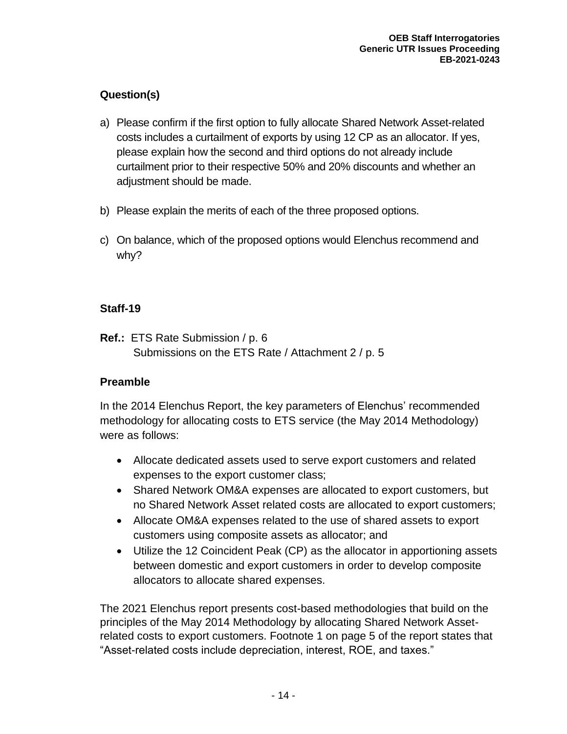## Question(s)

a) Please confirm if the first option to fully allocate Shared Network Asset-related costs includes a curtailment of exports by using 12 CP as an allocator. If yes, please explain how the second and third options do not already include curtailment prior to their respective 50% and 20% discounts and whether an adjustment should be made.

b) Please explain the merits of each of the three proposed options.

c) On balance, which of the proposed options would Elenchus recommend and why?

## Staff-19

**Ref.:** ETS Rate Submission / p. 6
Submissions on the ETS Rate / Attachment 2 / p. 5

### Preamble

In the 2014 Elenchus Report, the key parameters of Elenchus' recommended methodology for allocating costs to ETS service (the May 2014 Methodology) were as follows:

- Allocate dedicated assets used to serve export customers and related expenses to the export customer class;
- Shared Network OM&A expenses are allocated to export customers, but no Shared Network Asset related costs are allocated to export customers;
- Allocate OM&A expenses related to the use of shared assets to export customers using composite assets as allocator; and
- Utilize the 12 Coincident Peak (CP) as the allocator in apportioning assets between domestic and export customers in order to develop composite allocators to allocate shared expenses.

The 2021 Elenchus report presents cost-based methodologies that build on the principles of the May 2014 Methodology by allocating Shared Network Asset-related costs to export customers. Footnote 1 on page 5 of the report states that "Asset-related costs include depreciation, interest, ROE, and taxes."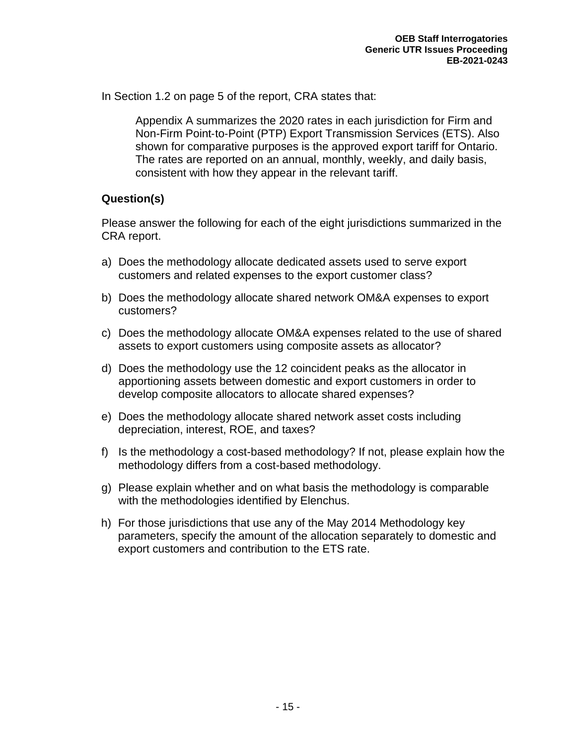In Section 1.2 on page 5 of the report, CRA states that:

> Appendix A summarizes the 2020 rates in each jurisdiction for Firm and Non-Firm Point-to-Point (PTP) Export Transmission Services (ETS). Also shown for comparative purposes is the approved export tariff for Ontario. The rates are reported on an annual, monthly, weekly, and daily basis, consistent with how they appear in the relevant tariff.

**Question(s)**

Please answer the following for each of the eight jurisdictions summarized in the CRA report.

a) Does the methodology allocate dedicated assets used to serve export customers and related expenses to the export customer class?

b) Does the methodology allocate shared network OM&A expenses to export customers?

c) Does the methodology allocate OM&A expenses related to the use of shared assets to export customers using composite assets as allocator?

d) Does the methodology use the 12 coincident peaks as the allocator in apportioning assets between domestic and export customers in order to develop composite allocators to allocate shared expenses?

e) Does the methodology allocate shared network asset costs including depreciation, interest, ROE, and taxes?

f) Is the methodology a cost-based methodology? If not, please explain how the methodology differs from a cost-based methodology.

g) Please explain whether and on what basis the methodology is comparable with the methodologies identified by Elenchus.

h) For those jurisdictions that use any of the May 2014 Methodology key parameters, specify the amount of the allocation separately to domestic and export customers and contribution to the ETS rate.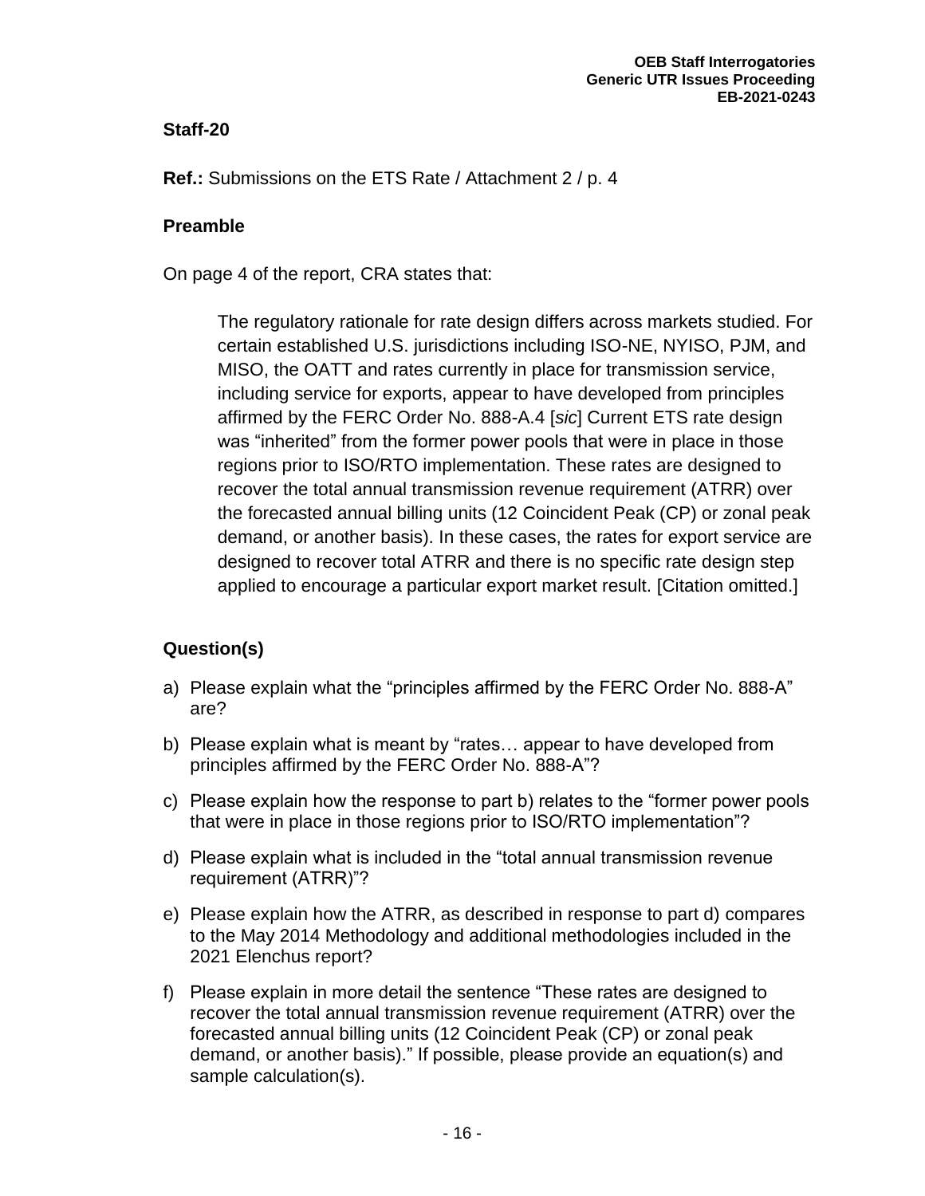## Staff-20

**Ref.:** Submissions on the ETS Rate / Attachment 2 / p. 4

### Preamble

On page 4 of the report, CRA states that:

> The regulatory rationale for rate design differs across markets studied. For certain established U.S. jurisdictions including ISO-NE, NYISO, PJM, and MISO, the OATT and rates currently in place for transmission service, including service for exports, appear to have developed from principles affirmed by the FERC Order No. 888-A.4 [*sic*] Current ETS rate design was "inherited" from the former power pools that were in place in those regions prior to ISO/RTO implementation. These rates are designed to recover the total annual transmission revenue requirement (ATRR) over the forecasted annual billing units (12 Coincident Peak (CP) or zonal peak demand, or another basis). In these cases, the rates for export service are designed to recover total ATRR and there is no specific rate design step applied to encourage a particular export market result. [Citation omitted.]

### Question(s)

a) Please explain what the "principles affirmed by the FERC Order No. 888-A" are?

b) Please explain what is meant by "rates… appear to have developed from principles affirmed by the FERC Order No. 888-A"?

c) Please explain how the response to part b) relates to the "former power pools that were in place in those regions prior to ISO/RTO implementation"?

d) Please explain what is included in the "total annual transmission revenue requirement (ATRR)"?

e) Please explain how the ATRR, as described in response to part d) compares to the May 2014 Methodology and additional methodologies included in the 2021 Elenchus report?

f) Please explain in more detail the sentence "These rates are designed to recover the total annual transmission revenue requirement (ATRR) over the forecasted annual billing units (12 Coincident Peak (CP) or zonal peak demand, or another basis)." If possible, please provide an equation(s) and sample calculation(s).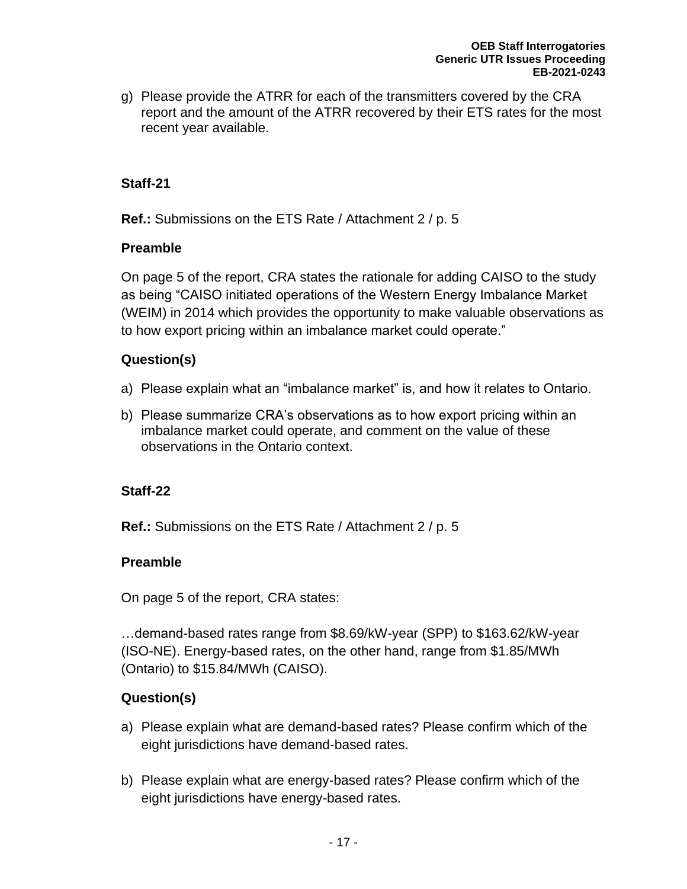g) Please provide the ATRR for each of the transmitters covered by the CRA report and the amount of the ATRR recovered by their ETS rates for the most recent year available.

### Staff-21

**Ref.:** Submissions on the ETS Rate / Attachment 2 / p. 5

**Preamble**

On page 5 of the report, CRA states the rationale for adding CAISO to the study as being "CAISO initiated operations of the Western Energy Imbalance Market (WEIM) in 2014 which provides the opportunity to make valuable observations as to how export pricing within an imbalance market could operate."

**Question(s)**

a) Please explain what an "imbalance market" is, and how it relates to Ontario.

b) Please summarize CRA's observations as to how export pricing within an imbalance market could operate, and comment on the value of these observations in the Ontario context.

### Staff-22

**Ref.:** Submissions on the ETS Rate / Attachment 2 / p. 5

**Preamble**

On page 5 of the report, CRA states:

…demand-based rates range from $8.69/kW-year (SPP) to $163.62/kW-year (ISO-NE). Energy-based rates, on the other hand, range from $1.85/MWh (Ontario) to $15.84/MWh (CAISO).

**Question(s)**

a) Please explain what are demand-based rates? Please confirm which of the eight jurisdictions have demand-based rates.

b) Please explain what are energy-based rates? Please confirm which of the eight jurisdictions have energy-based rates.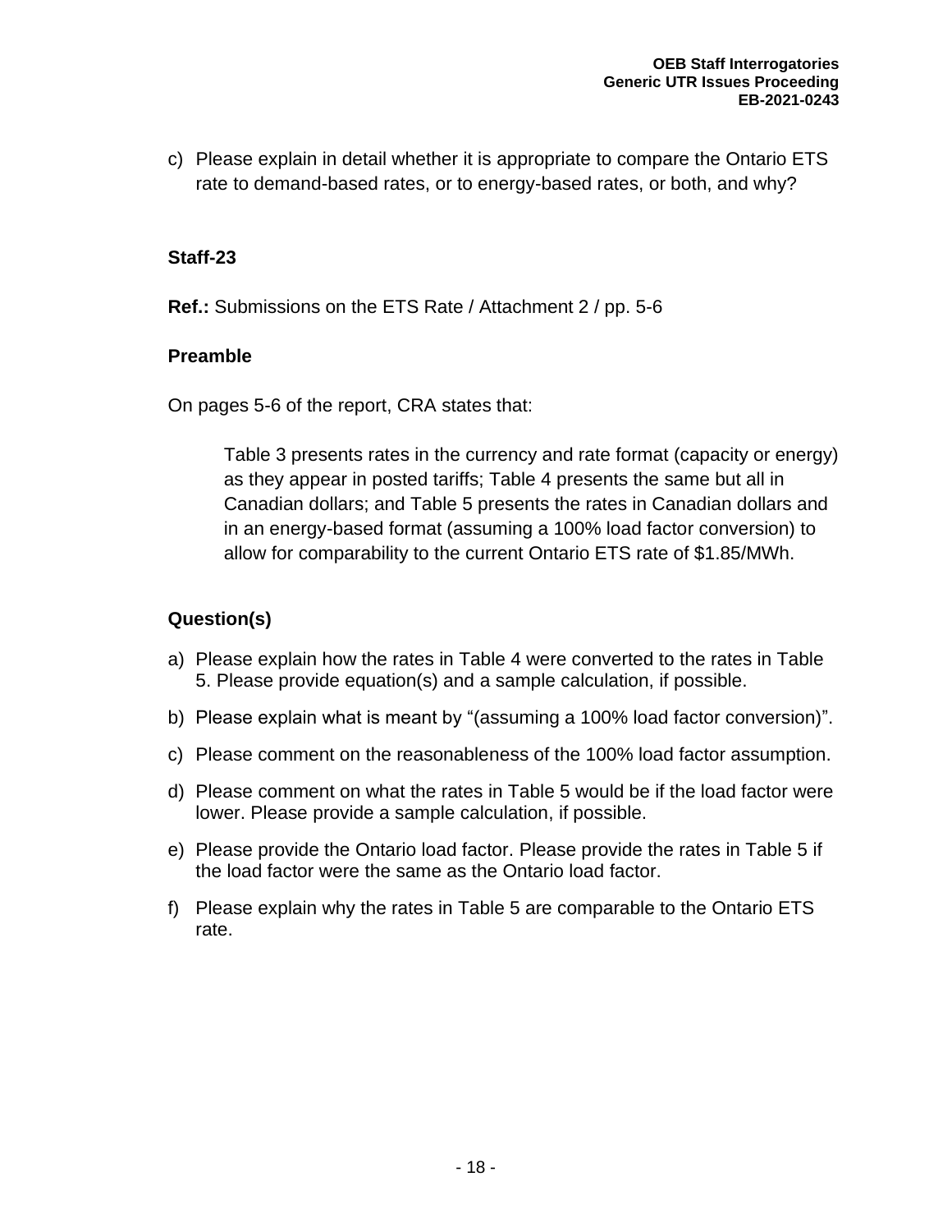c) Please explain in detail whether it is appropriate to compare the Ontario ETS rate to demand-based rates, or to energy-based rates, or both, and why?

### Staff-23

**Ref.:** Submissions on the ETS Rate / Attachment 2 / pp. 5-6

#### Preamble

On pages 5-6 of the report, CRA states that:

> Table 3 presents rates in the currency and rate format (capacity or energy) as they appear in posted tariffs; Table 4 presents the same but all in Canadian dollars; and Table 5 presents the rates in Canadian dollars and in an energy-based format (assuming a 100% load factor conversion) to allow for comparability to the current Ontario ETS rate of $1.85/MWh.

#### Question(s)

a) Please explain how the rates in Table 4 were converted to the rates in Table 5. Please provide equation(s) and a sample calculation, if possible.

b) Please explain what is meant by "(assuming a 100% load factor conversion)".

c) Please comment on the reasonableness of the 100% load factor assumption.

d) Please comment on what the rates in Table 5 would be if the load factor were lower. Please provide a sample calculation, if possible.

e) Please provide the Ontario load factor. Please provide the rates in Table 5 if the load factor were the same as the Ontario load factor.

f) Please explain why the rates in Table 5 are comparable to the Ontario ETS rate.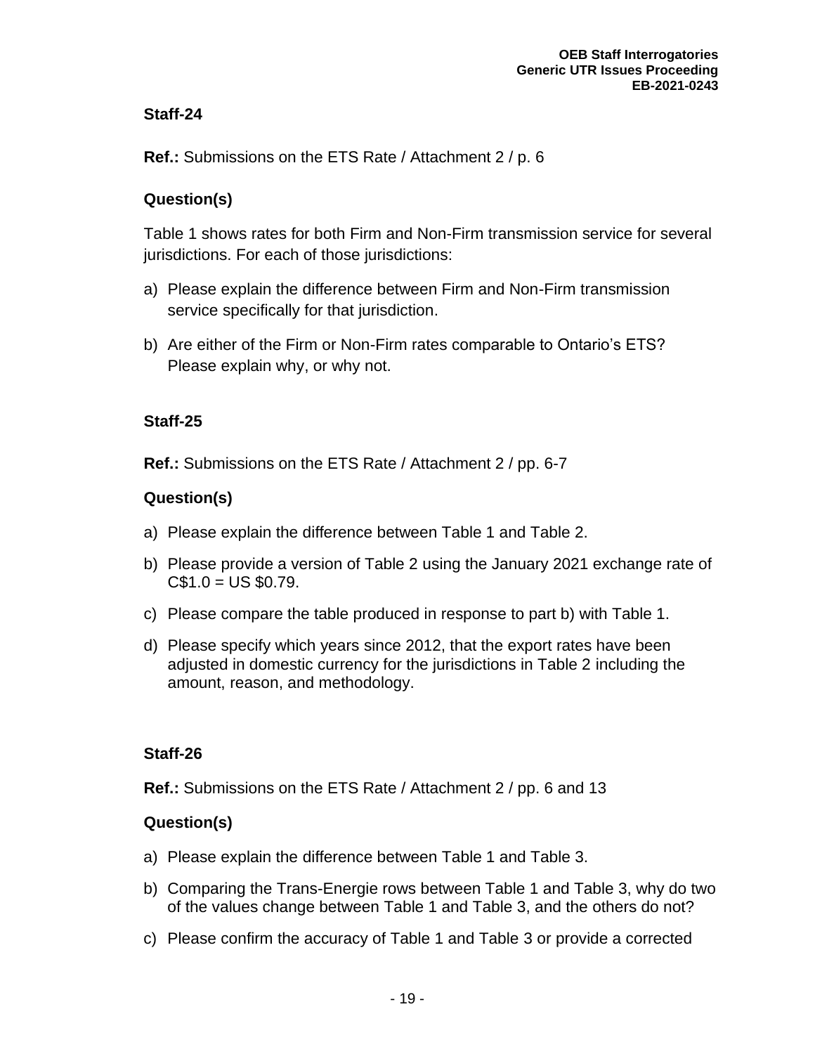### Staff-24

**Ref.:** Submissions on the ETS Rate / Attachment 2 / p. 6

#### Question(s)

Table 1 shows rates for both Firm and Non-Firm transmission service for several jurisdictions. For each of those jurisdictions:

a) Please explain the difference between Firm and Non-Firm transmission service specifically for that jurisdiction.

b) Are either of the Firm or Non-Firm rates comparable to Ontario's ETS? Please explain why, or why not.

### Staff-25

**Ref.:** Submissions on the ETS Rate / Attachment 2 / pp. 6-7

#### Question(s)

a) Please explain the difference between Table 1 and Table 2.

b) Please provide a version of Table 2 using the January 2021 exchange rate of C$1.0 = US $0.79.

c) Please compare the table produced in response to part b) with Table 1.

d) Please specify which years since 2012, that the export rates have been adjusted in domestic currency for the jurisdictions in Table 2 including the amount, reason, and methodology.

### Staff-26

**Ref.:** Submissions on the ETS Rate / Attachment 2 / pp. 6 and 13

#### Question(s)

a) Please explain the difference between Table 1 and Table 3.

b) Comparing the Trans-Energie rows between Table 1 and Table 3, why do two of the values change between Table 1 and Table 3, and the others do not?

c) Please confirm the accuracy of Table 1 and Table 3 or provide a corrected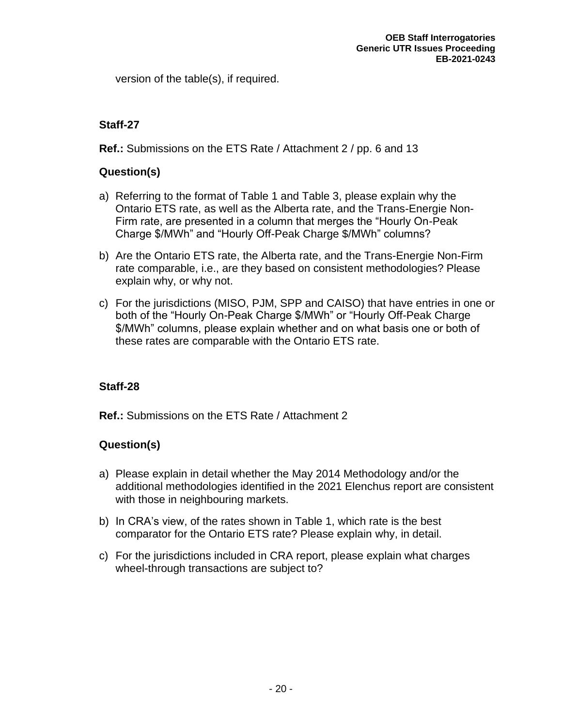version of the table(s), if required.

### Staff-27

**Ref.:** Submissions on the ETS Rate / Attachment 2 / pp. 6 and 13

### Question(s)

a) Referring to the format of Table 1 and Table 3, please explain why the Ontario ETS rate, as well as the Alberta rate, and the Trans-Energie Non-Firm rate, are presented in a column that merges the “Hourly On-Peak Charge $/MWh” and “Hourly Off-Peak Charge $/MWh” columns?

b) Are the Ontario ETS rate, the Alberta rate, and the Trans-Energie Non-Firm rate comparable, i.e., are they based on consistent methodologies? Please explain why, or why not.

c) For the jurisdictions (MISO, PJM, SPP and CAISO) that have entries in one or both of the “Hourly On-Peak Charge $/MWh” or “Hourly Off-Peak Charge $/MWh” columns, please explain whether and on what basis one or both of these rates are comparable with the Ontario ETS rate.

### Staff-28

**Ref.:** Submissions on the ETS Rate / Attachment 2

### Question(s)

a) Please explain in detail whether the May 2014 Methodology and/or the additional methodologies identified in the 2021 Elenchus report are consistent with those in neighbouring markets.

b) In CRA’s view, of the rates shown in Table 1, which rate is the best comparator for the Ontario ETS rate? Please explain why, in detail.

c) For the jurisdictions included in CRA report, please explain what charges wheel-through transactions are subject to?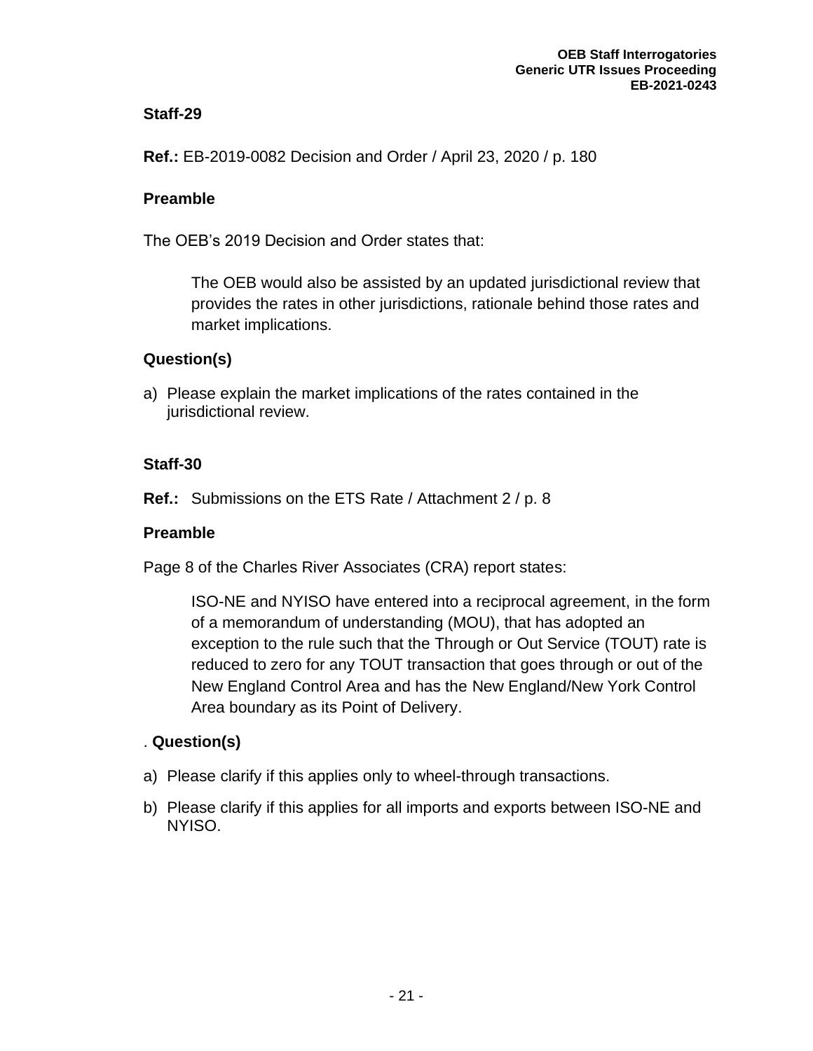### Staff-29

**Ref.:** EB-2019-0082 Decision and Order / April 23, 2020 / p. 180

### Preamble

The OEB's 2019 Decision and Order states that:

> The OEB would also be assisted by an updated jurisdictional review that provides the rates in other jurisdictions, rationale behind those rates and market implications.

### Question(s)

a) Please explain the market implications of the rates contained in the jurisdictional review.

### Staff-30

**Ref.:** Submissions on the ETS Rate / Attachment 2 / p. 8

### Preamble

Page 8 of the Charles River Associates (CRA) report states:

> ISO-NE and NYISO have entered into a reciprocal agreement, in the form of a memorandum of understanding (MOU), that has adopted an exception to the rule such that the Through or Out Service (TOUT) rate is reduced to zero for any TOUT transaction that goes through or out of the New England Control Area and has the New England/New York Control Area boundary as its Point of Delivery.

. **Question(s)**

a) Please clarify if this applies only to wheel-through transactions.

b) Please clarify if this applies for all imports and exports between ISO-NE and NYISO.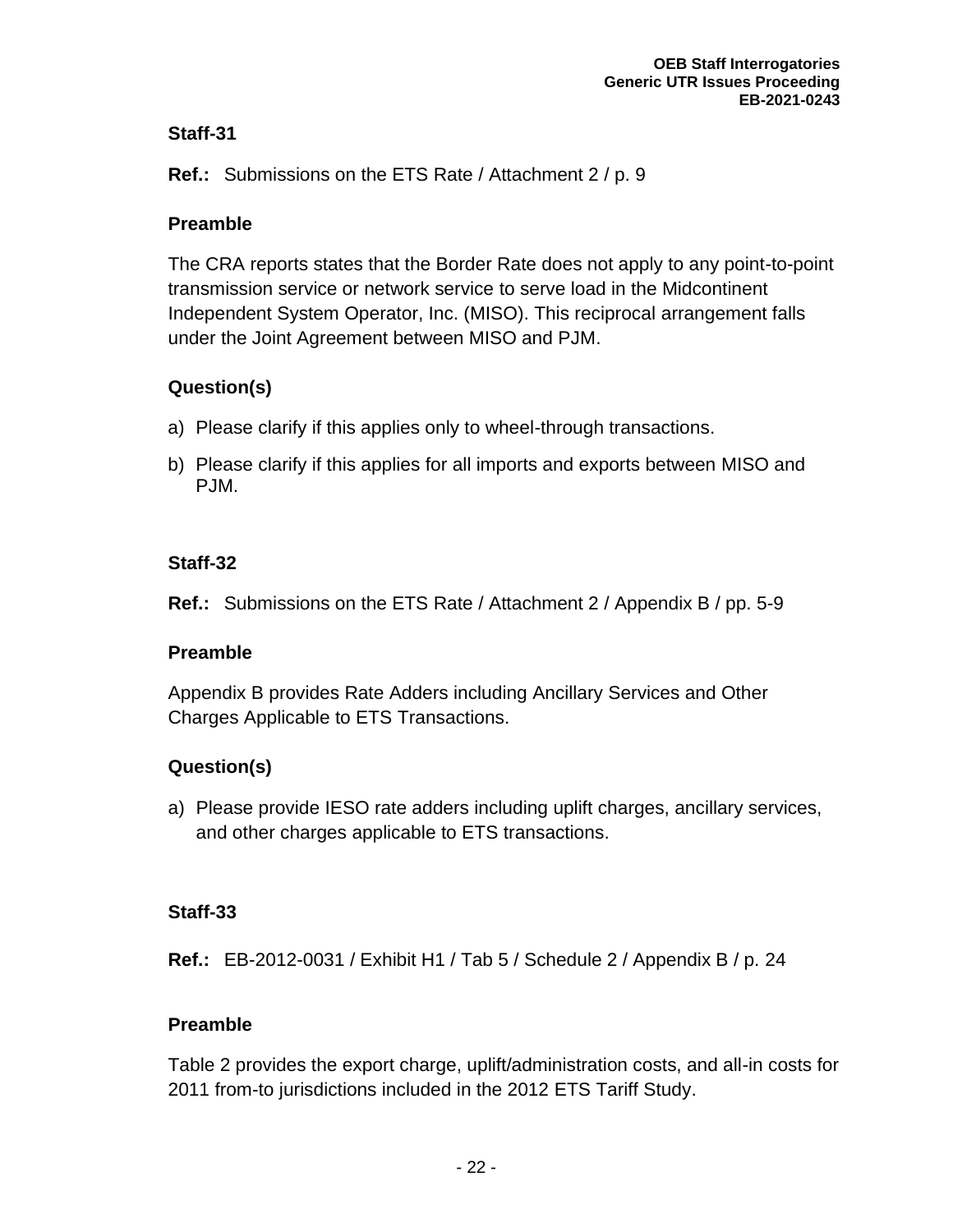## Staff-31

**Ref.:** Submissions on the ETS Rate / Attachment 2 / p. 9

### Preamble

The CRA reports states that the Border Rate does not apply to any point-to-point transmission service or network service to serve load in the Midcontinent Independent System Operator, Inc. (MISO). This reciprocal arrangement falls under the Joint Agreement between MISO and PJM.

### Question(s)

a) Please clarify if this applies only to wheel-through transactions.

b) Please clarify if this applies for all imports and exports between MISO and PJM.

## Staff-32

**Ref.:** Submissions on the ETS Rate / Attachment 2 / Appendix B / pp. 5-9

### Preamble

Appendix B provides Rate Adders including Ancillary Services and Other Charges Applicable to ETS Transactions.

### Question(s)

a) Please provide IESO rate adders including uplift charges, ancillary services, and other charges applicable to ETS transactions.

## Staff-33

**Ref.:** EB-2012-0031 / Exhibit H1 / Tab 5 / Schedule 2 / Appendix B / p. 24

### Preamble

Table 2 provides the export charge, uplift/administration costs, and all-in costs for 2011 from-to jurisdictions included in the 2012 ETS Tariff Study.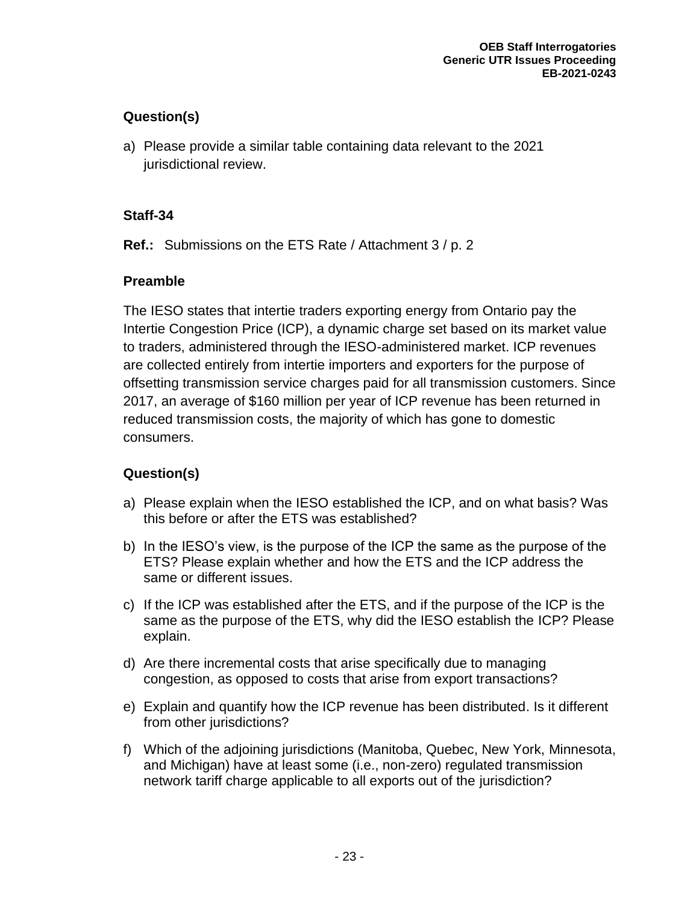### Question(s)

a) Please provide a similar table containing data relevant to the 2021 jurisdictional review.

### Staff-34

**Ref.:** Submissions on the ETS Rate / Attachment 3 / p. 2

### Preamble

The IESO states that intertie traders exporting energy from Ontario pay the Intertie Congestion Price (ICP), a dynamic charge set based on its market value to traders, administered through the IESO-administered market. ICP revenues are collected entirely from intertie importers and exporters for the purpose of offsetting transmission service charges paid for all transmission customers. Since 2017, an average of $160 million per year of ICP revenue has been returned in reduced transmission costs, the majority of which has gone to domestic consumers.

### Question(s)

a) Please explain when the IESO established the ICP, and on what basis? Was this before or after the ETS was established?

b) In the IESO's view, is the purpose of the ICP the same as the purpose of the ETS? Please explain whether and how the ETS and the ICP address the same or different issues.

c) If the ICP was established after the ETS, and if the purpose of the ICP is the same as the purpose of the ETS, why did the IESO establish the ICP? Please explain.

d) Are there incremental costs that arise specifically due to managing congestion, as opposed to costs that arise from export transactions?

e) Explain and quantify how the ICP revenue has been distributed. Is it different from other jurisdictions?

f) Which of the adjoining jurisdictions (Manitoba, Quebec, New York, Minnesota, and Michigan) have at least some (i.e., non-zero) regulated transmission network tariff charge applicable to all exports out of the jurisdiction?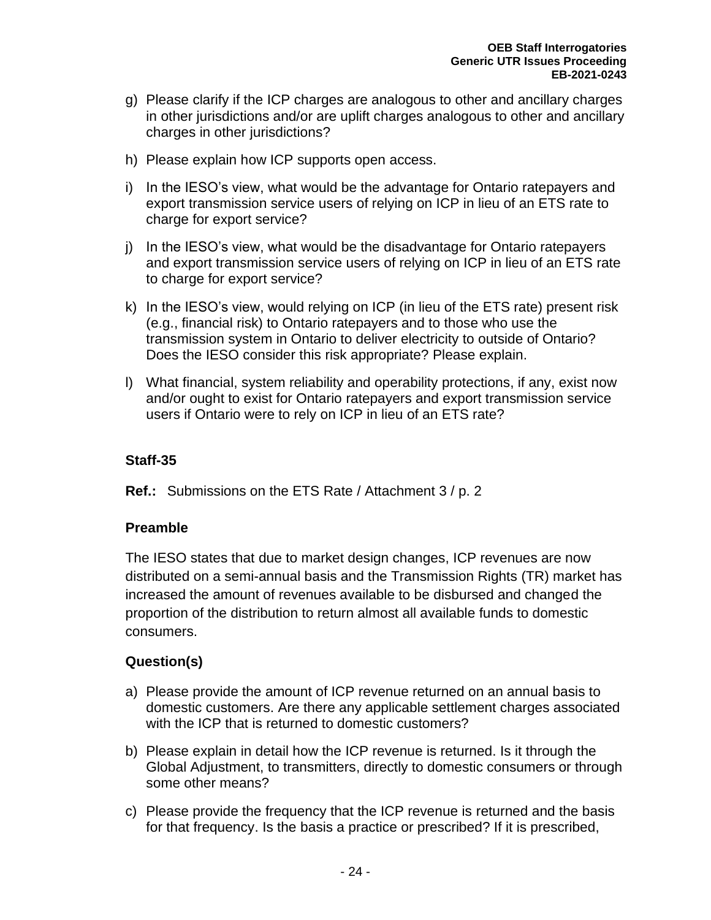g) Please clarify if the ICP charges are analogous to other and ancillary charges in other jurisdictions and/or are uplift charges analogous to other and ancillary charges in other jurisdictions?

h) Please explain how ICP supports open access.

i) In the IESO's view, what would be the advantage for Ontario ratepayers and export transmission service users of relying on ICP in lieu of an ETS rate to charge for export service?

j) In the IESO's view, what would be the disadvantage for Ontario ratepayers and export transmission service users of relying on ICP in lieu of an ETS rate to charge for export service?

k) In the IESO's view, would relying on ICP (in lieu of the ETS rate) present risk (e.g., financial risk) to Ontario ratepayers and to those who use the transmission system in Ontario to deliver electricity to outside of Ontario? Does the IESO consider this risk appropriate? Please explain.

l) What financial, system reliability and operability protections, if any, exist now and/or ought to exist for Ontario ratepayers and export transmission service users if Ontario were to rely on ICP in lieu of an ETS rate?

### Staff-35

**Ref.:** Submissions on the ETS Rate / Attachment 3 / p. 2

**Preamble**

The IESO states that due to market design changes, ICP revenues are now distributed on a semi-annual basis and the Transmission Rights (TR) market has increased the amount of revenues available to be disbursed and changed the proportion of the distribution to return almost all available funds to domestic consumers.

**Question(s)**

a) Please provide the amount of ICP revenue returned on an annual basis to domestic customers. Are there any applicable settlement charges associated with the ICP that is returned to domestic customers?

b) Please explain in detail how the ICP revenue is returned. Is it through the Global Adjustment, to transmitters, directly to domestic consumers or through some other means?

c) Please provide the frequency that the ICP revenue is returned and the basis for that frequency. Is the basis a practice or prescribed? If it is prescribed,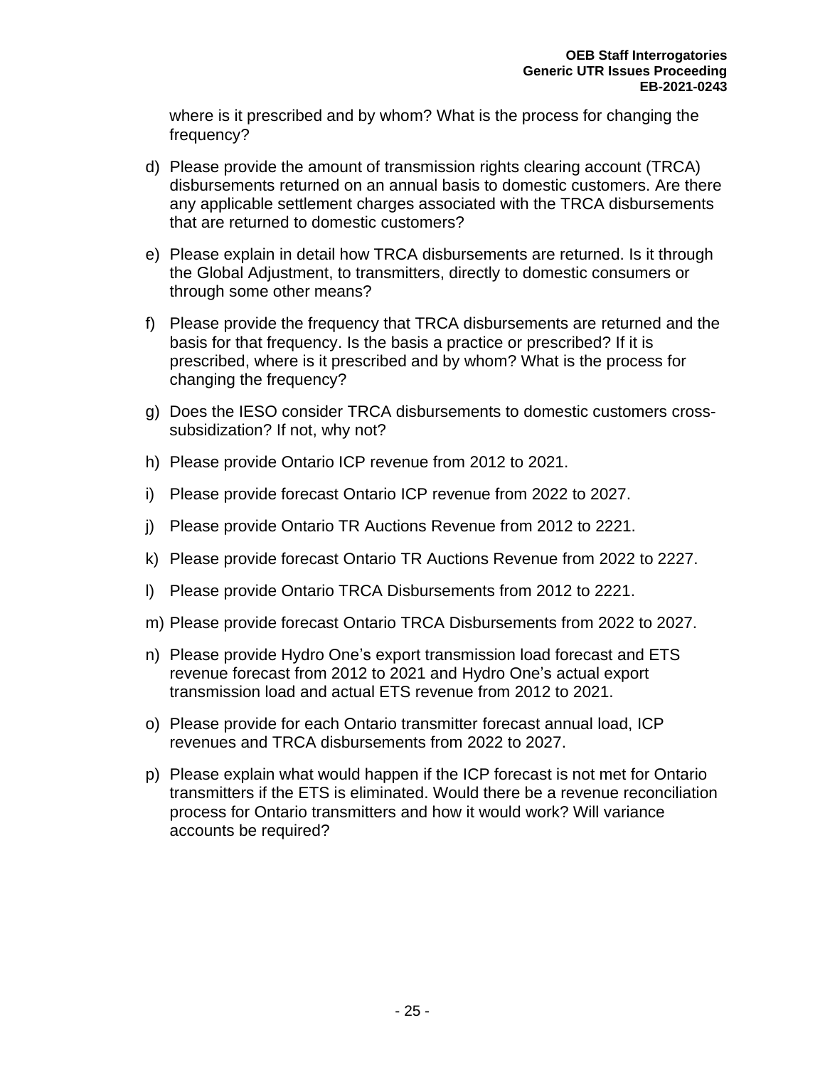where is it prescribed and by whom? What is the process for changing the frequency?

d) Please provide the amount of transmission rights clearing account (TRCA) disbursements returned on an annual basis to domestic customers. Are there any applicable settlement charges associated with the TRCA disbursements that are returned to domestic customers?

e) Please explain in detail how TRCA disbursements are returned. Is it through the Global Adjustment, to transmitters, directly to domestic consumers or through some other means?

f) Please provide the frequency that TRCA disbursements are returned and the basis for that frequency. Is the basis a practice or prescribed? If it is prescribed, where is it prescribed and by whom? What is the process for changing the frequency?

g) Does the IESO consider TRCA disbursements to domestic customers cross-subsidization? If not, why not?

h) Please provide Ontario ICP revenue from 2012 to 2021.

i) Please provide forecast Ontario ICP revenue from 2022 to 2027.

j) Please provide Ontario TR Auctions Revenue from 2012 to 2221.

k) Please provide forecast Ontario TR Auctions Revenue from 2022 to 2227.

l) Please provide Ontario TRCA Disbursements from 2012 to 2221.

m) Please provide forecast Ontario TRCA Disbursements from 2022 to 2027.

n) Please provide Hydro One's export transmission load forecast and ETS revenue forecast from 2012 to 2021 and Hydro One's actual export transmission load and actual ETS revenue from 2012 to 2021.

o) Please provide for each Ontario transmitter forecast annual load, ICP revenues and TRCA disbursements from 2022 to 2027.

p) Please explain what would happen if the ICP forecast is not met for Ontario transmitters if the ETS is eliminated. Would there be a revenue reconciliation process for Ontario transmitters and how it would work? Will variance accounts be required?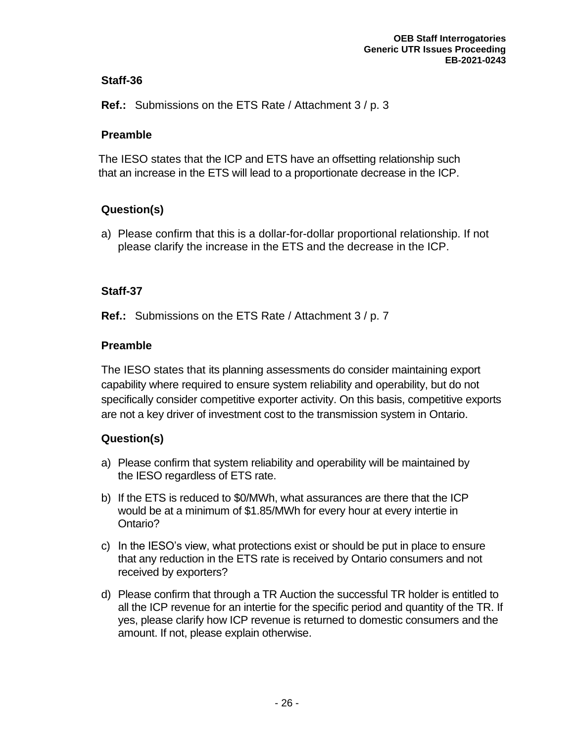## Staff-36

**Ref.:** Submissions on the ETS Rate / Attachment 3 / p. 3

### Preamble

The IESO states that the ICP and ETS have an offsetting relationship such that an increase in the ETS will lead to a proportionate decrease in the ICP.

### Question(s)

a) Please confirm that this is a dollar-for-dollar proportional relationship. If not please clarify the increase in the ETS and the decrease in the ICP.

## Staff-37

**Ref.:** Submissions on the ETS Rate / Attachment 3 / p. 7

### Preamble

The IESO states that its planning assessments do consider maintaining export capability where required to ensure system reliability and operability, but do not specifically consider competitive exporter activity. On this basis, competitive exports are not a key driver of investment cost to the transmission system in Ontario.

### Question(s)

a) Please confirm that system reliability and operability will be maintained by the IESO regardless of ETS rate.

b) If the ETS is reduced to $0/MWh, what assurances are there that the ICP would be at a minimum of $1.85/MWh for every hour at every intertie in Ontario?

c) In the IESO's view, what protections exist or should be put in place to ensure that any reduction in the ETS rate is received by Ontario consumers and not received by exporters?

d) Please confirm that through a TR Auction the successful TR holder is entitled to all the ICP revenue for an intertie for the specific period and quantity of the TR. If yes, please clarify how ICP revenue is returned to domestic consumers and the amount. If not, please explain otherwise.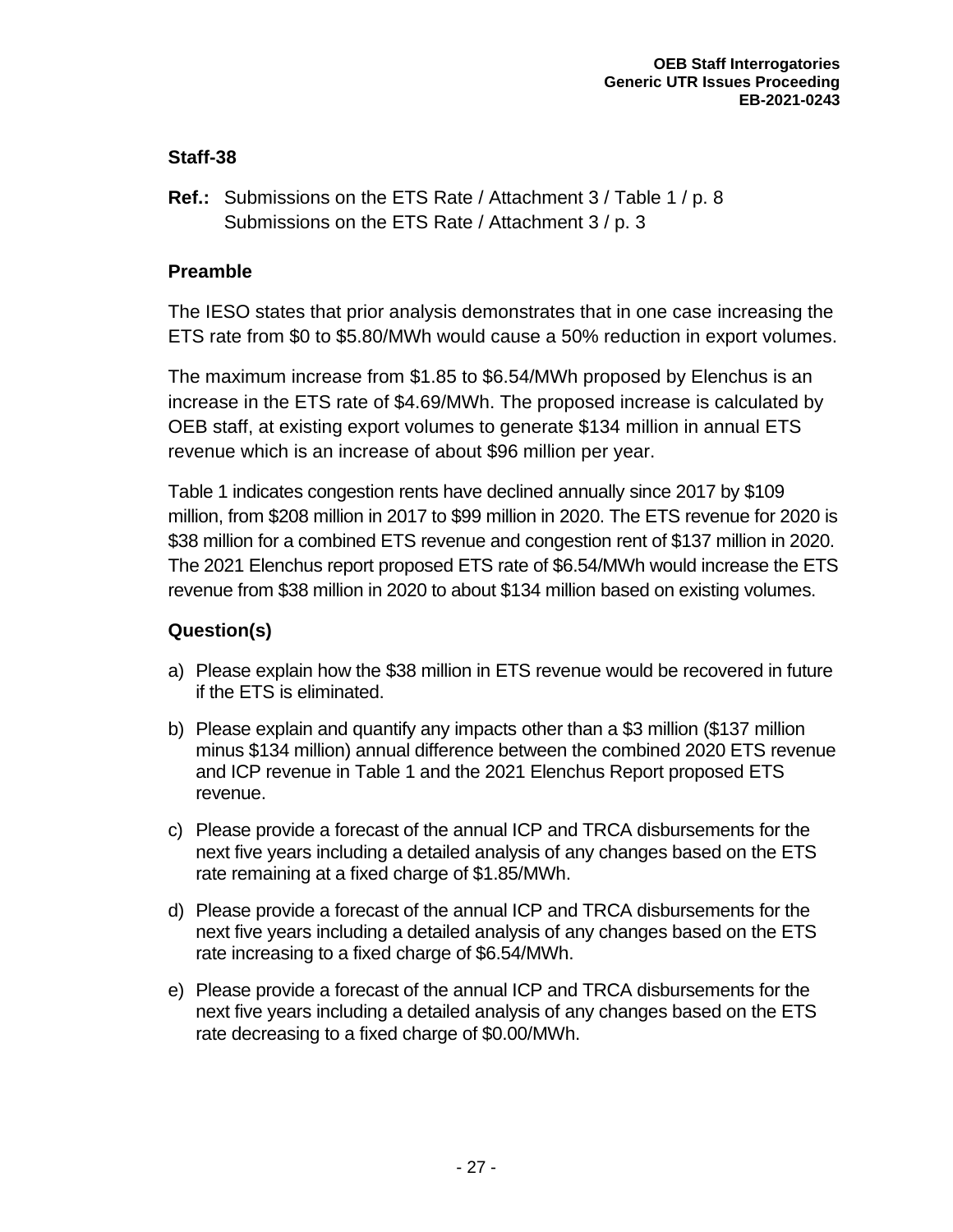### Staff-38

**Ref.:** Submissions on the ETS Rate / Attachment 3 / Table 1 / p. 8
Submissions on the ETS Rate / Attachment 3 / p. 3

### Preamble

The IESO states that prior analysis demonstrates that in one case increasing the ETS rate from $0 to $5.80/MWh would cause a 50% reduction in export volumes.

The maximum increase from $1.85 to $6.54/MWh proposed by Elenchus is an increase in the ETS rate of $4.69/MWh. The proposed increase is calculated by OEB staff, at existing export volumes to generate $134 million in annual ETS revenue which is an increase of about $96 million per year.

Table 1 indicates congestion rents have declined annually since 2017 by $109 million, from $208 million in 2017 to $99 million in 2020. The ETS revenue for 2020 is $38 million for a combined ETS revenue and congestion rent of $137 million in 2020. The 2021 Elenchus report proposed ETS rate of $6.54/MWh would increase the ETS revenue from $38 million in 2020 to about $134 million based on existing volumes.

### Question(s)

a) Please explain how the $38 million in ETS revenue would be recovered in future if the ETS is eliminated.

b) Please explain and quantify any impacts other than a $3 million ($137 million minus $134 million) annual difference between the combined 2020 ETS revenue and ICP revenue in Table 1 and the 2021 Elenchus Report proposed ETS revenue.

c) Please provide a forecast of the annual ICP and TRCA disbursements for the next five years including a detailed analysis of any changes based on the ETS rate remaining at a fixed charge of $1.85/MWh.

d) Please provide a forecast of the annual ICP and TRCA disbursements for the next five years including a detailed analysis of any changes based on the ETS rate increasing to a fixed charge of $6.54/MWh.

e) Please provide a forecast of the annual ICP and TRCA disbursements for the next five years including a detailed analysis of any changes based on the ETS rate decreasing to a fixed charge of $0.00/MWh.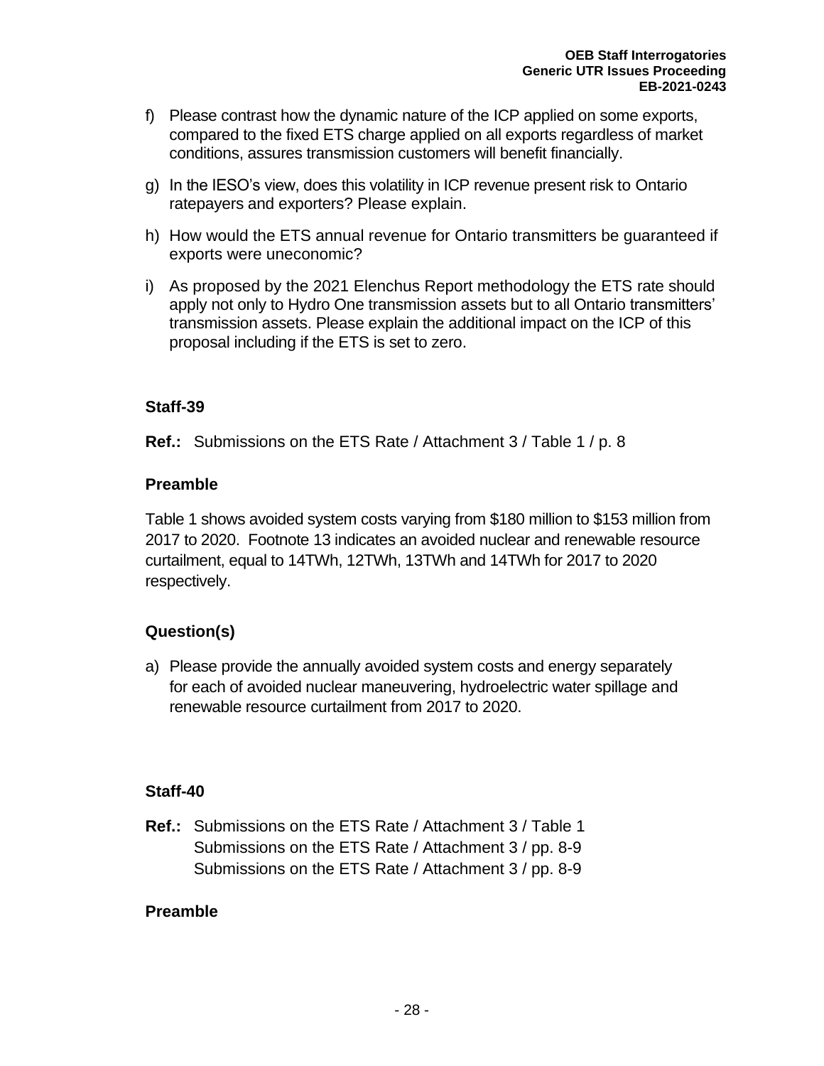f) Please contrast how the dynamic nature of the ICP applied on some exports, compared to the fixed ETS charge applied on all exports regardless of market conditions, assures transmission customers will benefit financially.

g) In the IESO's view, does this volatility in ICP revenue present risk to Ontario ratepayers and exporters? Please explain.

h) How would the ETS annual revenue for Ontario transmitters be guaranteed if exports were uneconomic?

i) As proposed by the 2021 Elenchus Report methodology the ETS rate should apply not only to Hydro One transmission assets but to all Ontario transmitters' transmission assets. Please explain the additional impact on the ICP of this proposal including if the ETS is set to zero.

### Staff-39

**Ref.:** Submissions on the ETS Rate / Attachment 3 / Table 1 / p. 8

#### Preamble

Table 1 shows avoided system costs varying from $180 million to $153 million from 2017 to 2020. Footnote 13 indicates an avoided nuclear and renewable resource curtailment, equal to 14TWh, 12TWh, 13TWh and 14TWh for 2017 to 2020 respectively.

#### Question(s)

a) Please provide the annually avoided system costs and energy separately for each of avoided nuclear maneuvering, hydroelectric water spillage and renewable resource curtailment from 2017 to 2020.

### Staff-40

**Ref.:** Submissions on the ETS Rate / Attachment 3 / Table 1
Submissions on the ETS Rate / Attachment 3 / pp. 8-9
Submissions on the ETS Rate / Attachment 3 / pp. 8-9

#### Preamble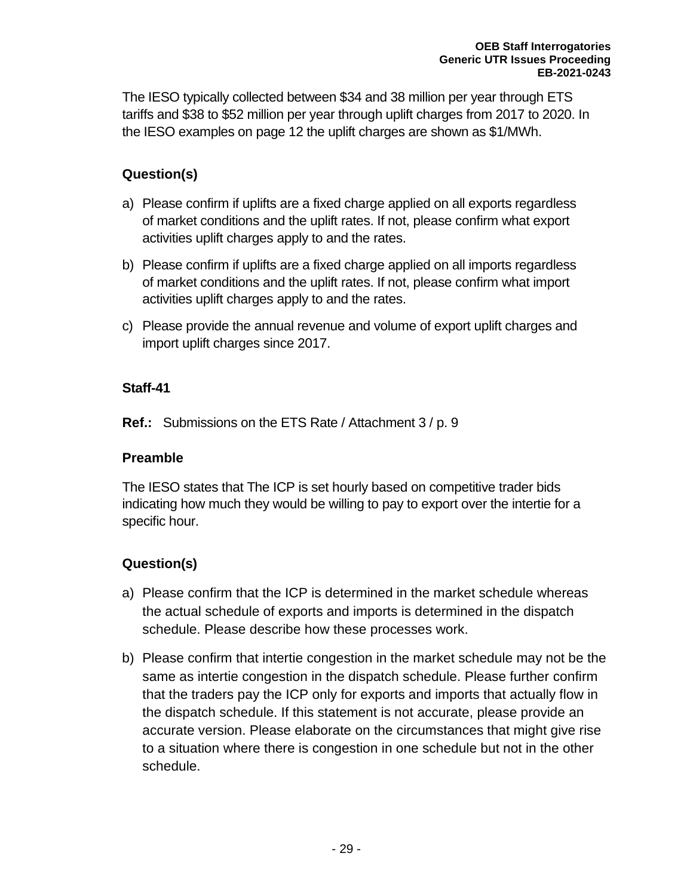The IESO typically collected between $34 and 38 million per year through ETS tariffs and $38 to $52 million per year through uplift charges from 2017 to 2020. In the IESO examples on page 12 the uplift charges are shown as $1/MWh.

## Question(s)

a) Please confirm if uplifts are a fixed charge applied on all exports regardless of market conditions and the uplift rates. If not, please confirm what export activities uplift charges apply to and the rates.

b) Please confirm if uplifts are a fixed charge applied on all imports regardless of market conditions and the uplift rates. If not, please confirm what import activities uplift charges apply to and the rates.

c) Please provide the annual revenue and volume of export uplift charges and import uplift charges since 2017.

## Staff-41

**Ref.:** Submissions on the ETS Rate / Attachment 3 / p. 9

## Preamble

The IESO states that The ICP is set hourly based on competitive trader bids indicating how much they would be willing to pay to export over the intertie for a specific hour.

## Question(s)

a) Please confirm that the ICP is determined in the market schedule whereas the actual schedule of exports and imports is determined in the dispatch schedule. Please describe how these processes work.

b) Please confirm that intertie congestion in the market schedule may not be the same as intertie congestion in the dispatch schedule. Please further confirm that the traders pay the ICP only for exports and imports that actually flow in the dispatch schedule. If this statement is not accurate, please provide an accurate version. Please elaborate on the circumstances that might give rise to a situation where there is congestion in one schedule but not in the other schedule.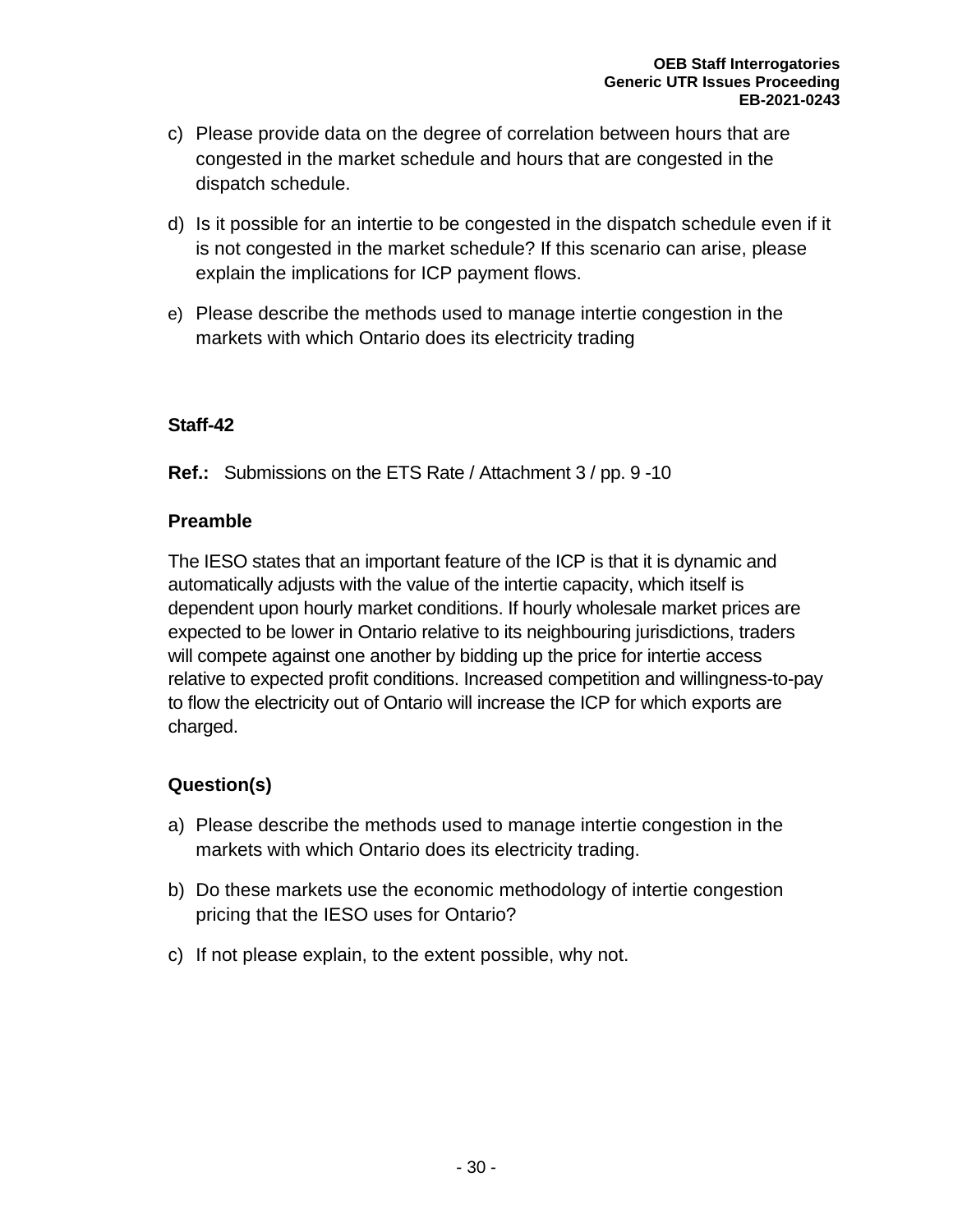c) Please provide data on the degree of correlation between hours that are congested in the market schedule and hours that are congested in the dispatch schedule.

d) Is it possible for an intertie to be congested in the dispatch schedule even if it is not congested in the market schedule? If this scenario can arise, please explain the implications for ICP payment flows.

e) Please describe the methods used to manage intertie congestion in the markets with which Ontario does its electricity trading

### Staff-42

**Ref.:** Submissions on the ETS Rate / Attachment 3 / pp. 9 -10

#### Preamble

The IESO states that an important feature of the ICP is that it is dynamic and automatically adjusts with the value of the intertie capacity, which itself is dependent upon hourly market conditions. If hourly wholesale market prices are expected to be lower in Ontario relative to its neighbouring jurisdictions, traders will compete against one another by bidding up the price for intertie access relative to expected profit conditions. Increased competition and willingness-to-pay to flow the electricity out of Ontario will increase the ICP for which exports are charged.

#### Question(s)

a) Please describe the methods used to manage intertie congestion in the markets with which Ontario does its electricity trading.

b) Do these markets use the economic methodology of intertie congestion pricing that the IESO uses for Ontario?

c) If not please explain, to the extent possible, why not.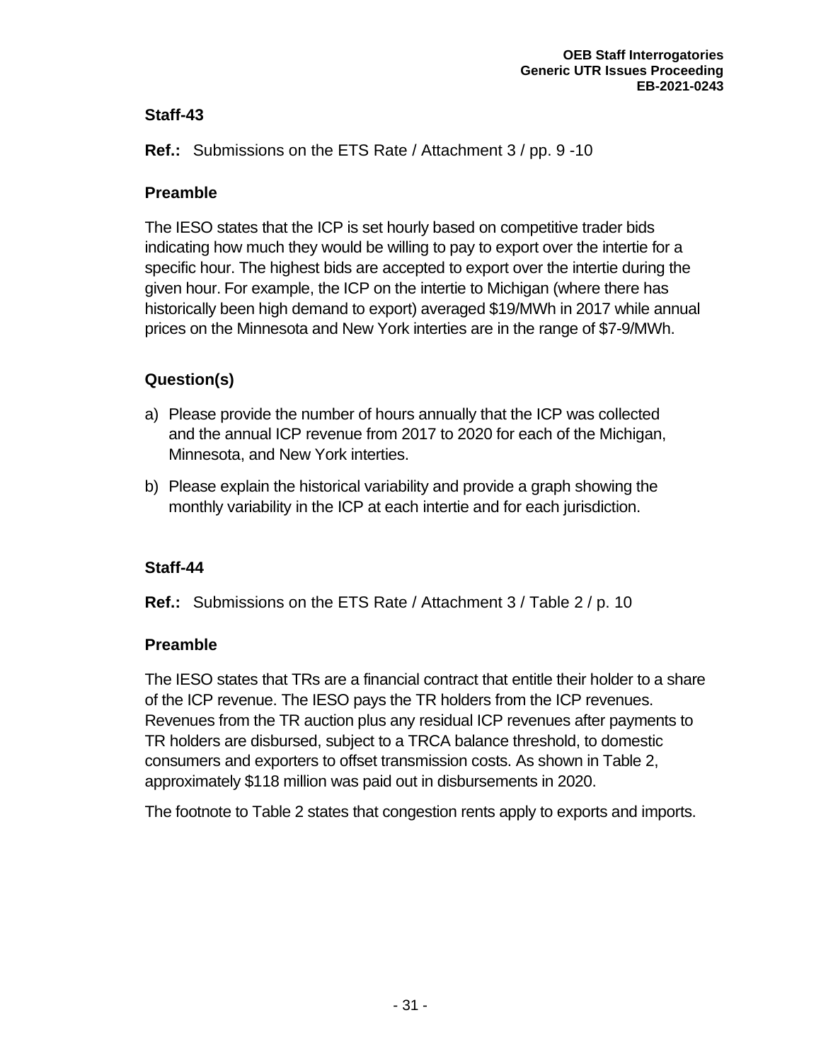### Staff-43

**Ref.:** Submissions on the ETS Rate / Attachment 3 / pp. 9 -10

### Preamble

The IESO states that the ICP is set hourly based on competitive trader bids indicating how much they would be willing to pay to export over the intertie for a specific hour. The highest bids are accepted to export over the intertie during the given hour. For example, the ICP on the intertie to Michigan (where there has historically been high demand to export) averaged $19/MWh in 2017 while annual prices on the Minnesota and New York interties are in the range of $7-9/MWh.

### Question(s)

a) Please provide the number of hours annually that the ICP was collected and the annual ICP revenue from 2017 to 2020 for each of the Michigan, Minnesota, and New York interties.

b) Please explain the historical variability and provide a graph showing the monthly variability in the ICP at each intertie and for each jurisdiction.

### Staff-44

**Ref.:** Submissions on the ETS Rate / Attachment 3 / Table 2 / p. 10

### Preamble

The IESO states that TRs are a financial contract that entitle their holder to a share of the ICP revenue. The IESO pays the TR holders from the ICP revenues. Revenues from the TR auction plus any residual ICP revenues after payments to TR holders are disbursed, subject to a TRCA balance threshold, to domestic consumers and exporters to offset transmission costs. As shown in Table 2, approximately $118 million was paid out in disbursements in 2020.

The footnote to Table 2 states that congestion rents apply to exports and imports.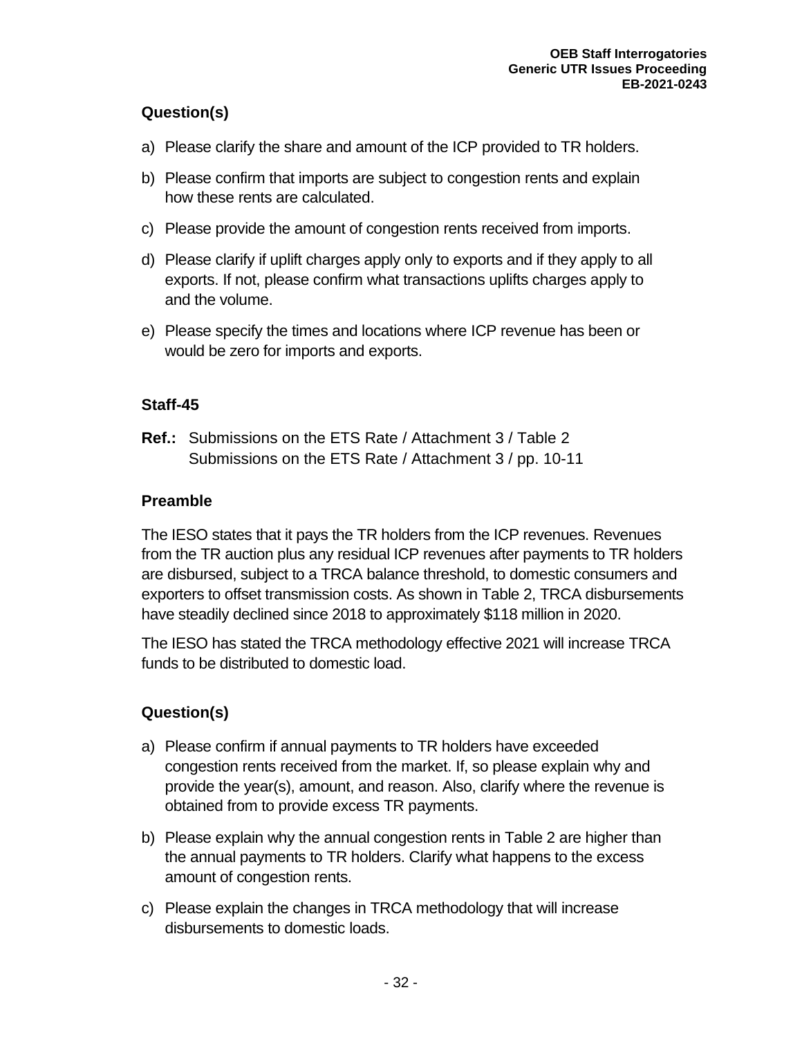### Question(s)

a) Please clarify the share and amount of the ICP provided to TR holders.

b) Please confirm that imports are subject to congestion rents and explain how these rents are calculated.

c) Please provide the amount of congestion rents received from imports.

d) Please clarify if uplift charges apply only to exports and if they apply to all exports. If not, please confirm what transactions uplifts charges apply to and the volume.

e) Please specify the times and locations where ICP revenue has been or would be zero for imports and exports.

## Staff-45

**Ref.:** Submissions on the ETS Rate / Attachment 3 / Table 2
Submissions on the ETS Rate / Attachment 3 / pp. 10-11

### Preamble

The IESO states that it pays the TR holders from the ICP revenues. Revenues from the TR auction plus any residual ICP revenues after payments to TR holders are disbursed, subject to a TRCA balance threshold, to domestic consumers and exporters to offset transmission costs. As shown in Table 2, TRCA disbursements have steadily declined since 2018 to approximately $118 million in 2020.

The IESO has stated the TRCA methodology effective 2021 will increase TRCA funds to be distributed to domestic load.

### Question(s)

a) Please confirm if annual payments to TR holders have exceeded congestion rents received from the market. If, so please explain why and provide the year(s), amount, and reason. Also, clarify where the revenue is obtained from to provide excess TR payments.

b) Please explain why the annual congestion rents in Table 2 are higher than the annual payments to TR holders. Clarify what happens to the excess amount of congestion rents.

c) Please explain the changes in TRCA methodology that will increase disbursements to domestic loads.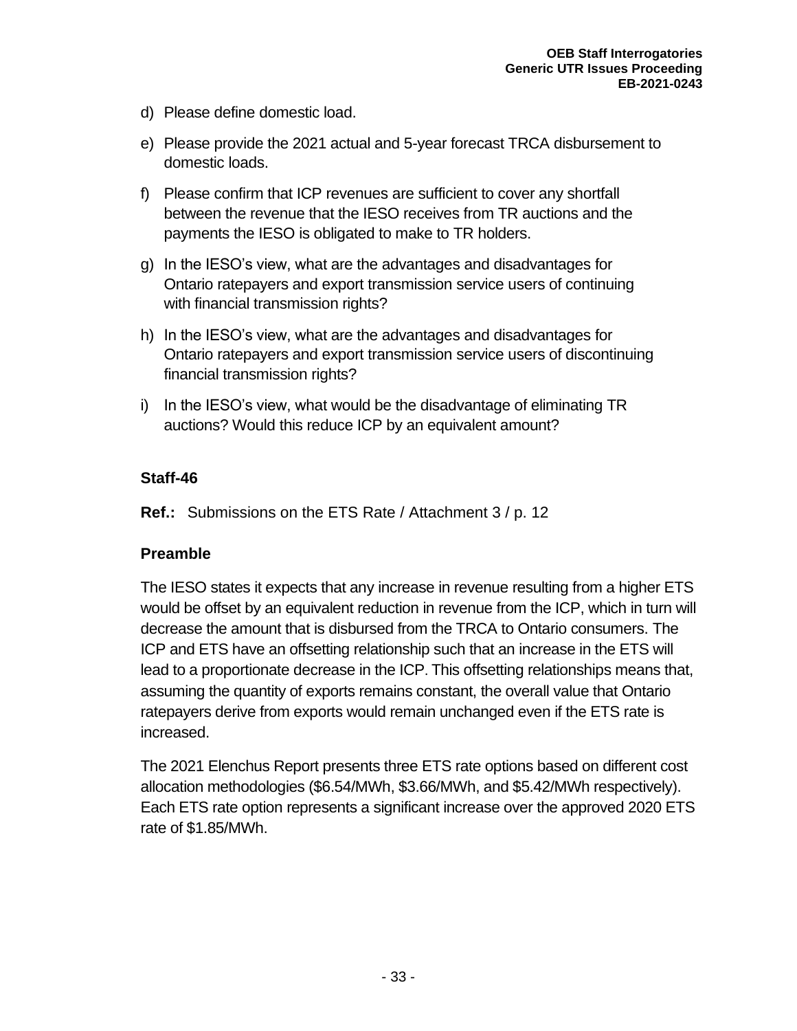d) Please define domestic load.

e) Please provide the 2021 actual and 5-year forecast TRCA disbursement to domestic loads.

f) Please confirm that ICP revenues are sufficient to cover any shortfall between the revenue that the IESO receives from TR auctions and the payments the IESO is obligated to make to TR holders.

g) In the IESO's view, what are the advantages and disadvantages for Ontario ratepayers and export transmission service users of continuing with financial transmission rights?

h) In the IESO's view, what are the advantages and disadvantages for Ontario ratepayers and export transmission service users of discontinuing financial transmission rights?

i) In the IESO's view, what would be the disadvantage of eliminating TR auctions? Would this reduce ICP by an equivalent amount?

## Staff-46

**Ref.:** Submissions on the ETS Rate / Attachment 3 / p. 12

### Preamble

The IESO states it expects that any increase in revenue resulting from a higher ETS would be offset by an equivalent reduction in revenue from the ICP, which in turn will decrease the amount that is disbursed from the TRCA to Ontario consumers. The ICP and ETS have an offsetting relationship such that an increase in the ETS will lead to a proportionate decrease in the ICP. This offsetting relationships means that, assuming the quantity of exports remains constant, the overall value that Ontario ratepayers derive from exports would remain unchanged even if the ETS rate is increased.

The 2021 Elenchus Report presents three ETS rate options based on different cost allocation methodologies ($6.54/MWh, $3.66/MWh, and $5.42/MWh respectively). Each ETS rate option represents a significant increase over the approved 2020 ETS rate of $1.85/MWh.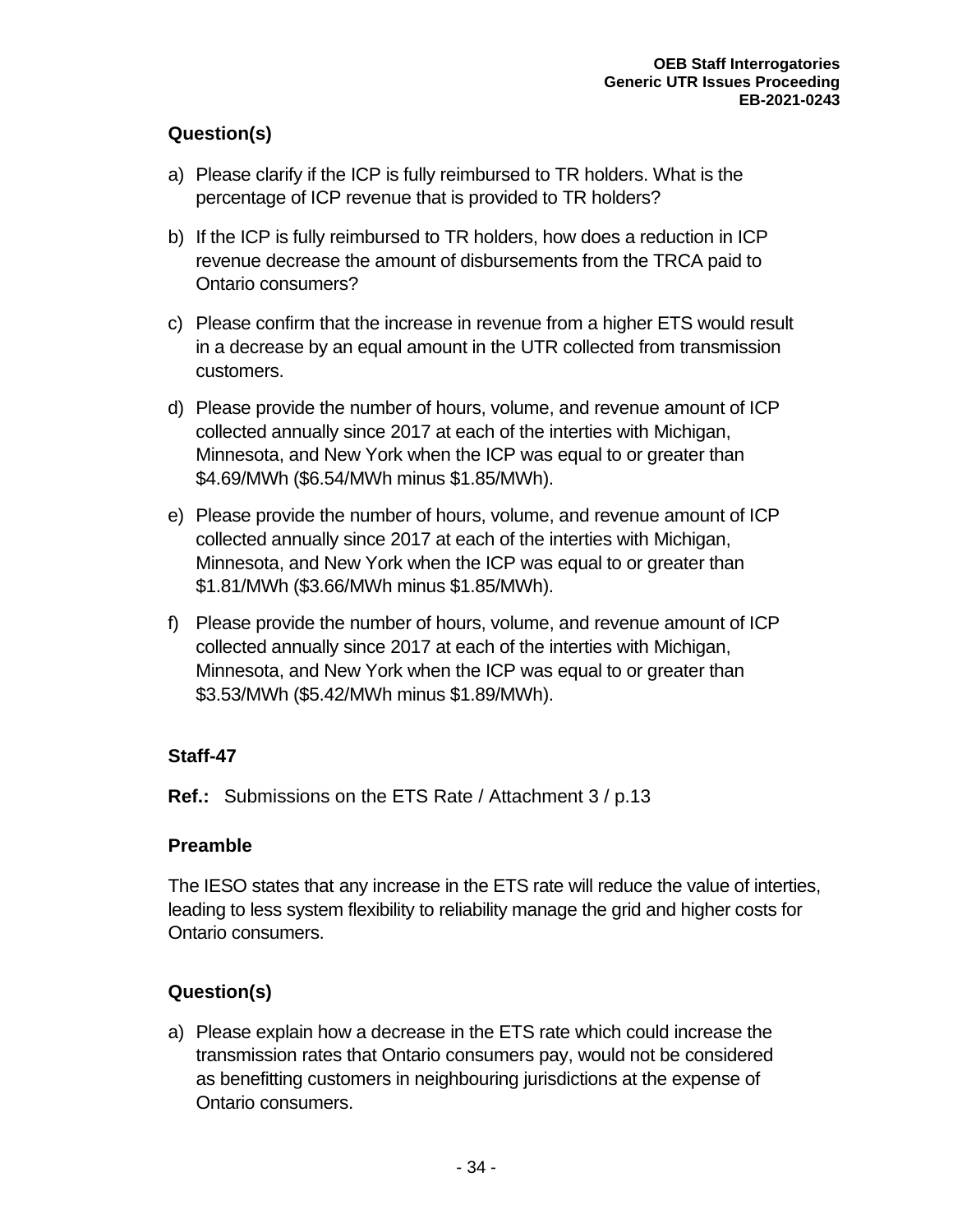## Question(s)

a) Please clarify if the ICP is fully reimbursed to TR holders. What is the percentage of ICP revenue that is provided to TR holders?

b) If the ICP is fully reimbursed to TR holders, how does a reduction in ICP revenue decrease the amount of disbursements from the TRCA paid to Ontario consumers?

c) Please confirm that the increase in revenue from a higher ETS would result in a decrease by an equal amount in the UTR collected from transmission customers.

d) Please provide the number of hours, volume, and revenue amount of ICP collected annually since 2017 at each of the interties with Michigan, Minnesota, and New York when the ICP was equal to or greater than \$4.69/MWh (\$6.54/MWh minus \$1.85/MWh).

e) Please provide the number of hours, volume, and revenue amount of ICP collected annually since 2017 at each of the interties with Michigan, Minnesota, and New York when the ICP was equal to or greater than \$1.81/MWh (\$3.66/MWh minus \$1.85/MWh).

f) Please provide the number of hours, volume, and revenue amount of ICP collected annually since 2017 at each of the interties with Michigan, Minnesota, and New York when the ICP was equal to or greater than \$3.53/MWh (\$5.42/MWh minus \$1.89/MWh).

## Staff-47

**Ref.:** Submissions on the ETS Rate / Attachment 3 / p.13

## Preamble

The IESO states that any increase in the ETS rate will reduce the value of interties, leading to less system flexibility to reliability manage the grid and higher costs for Ontario consumers.

## Question(s)

a) Please explain how a decrease in the ETS rate which could increase the transmission rates that Ontario consumers pay, would not be considered as benefitting customers in neighbouring jurisdictions at the expense of Ontario consumers.